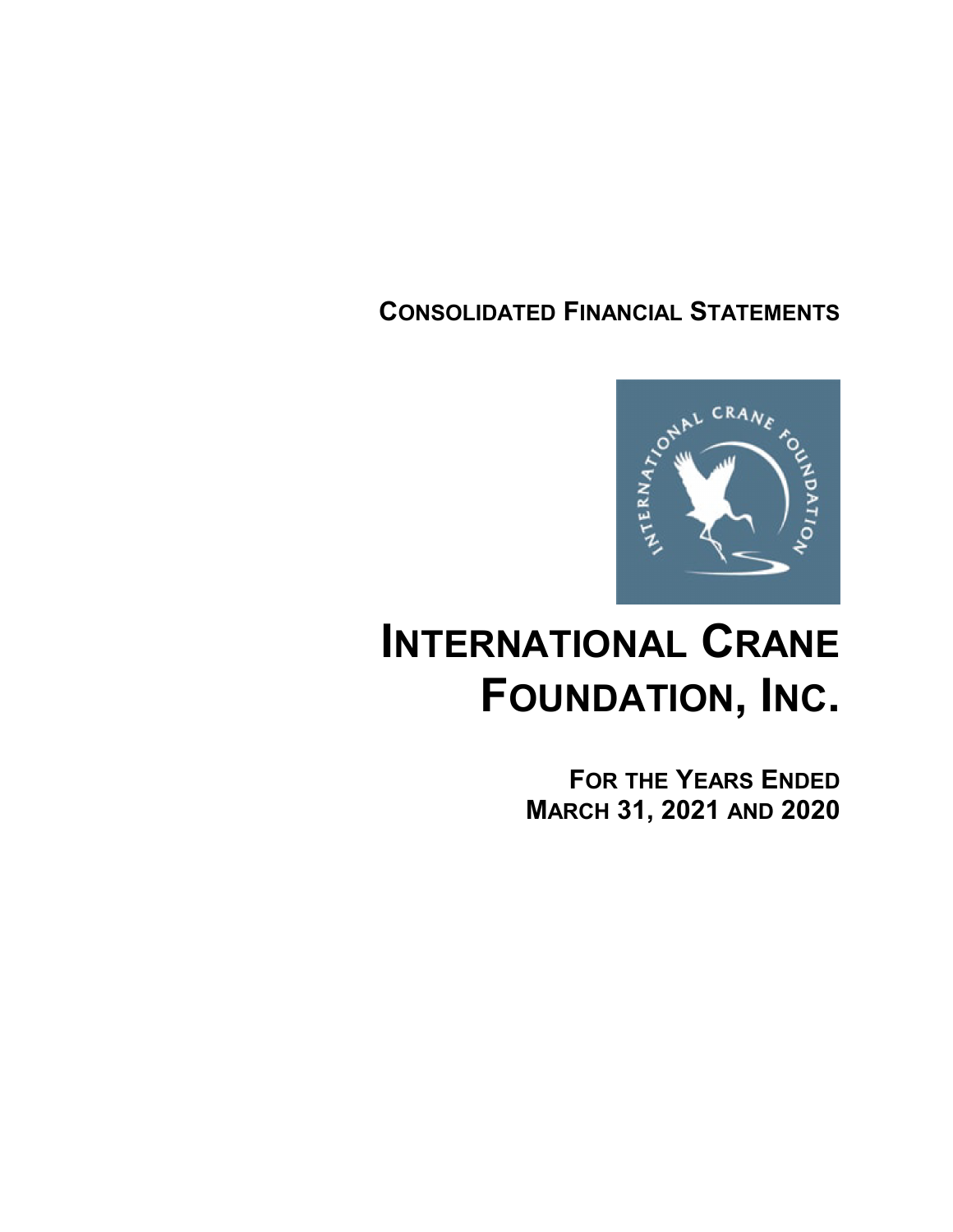# CONSOLIDATED FINANCIAL STATEMENTS

# INTERNATIONAL CRANE FOUNDATION, INC.

**FOR THE YEARS ENDED MARCH 31, 2021 AND 2020**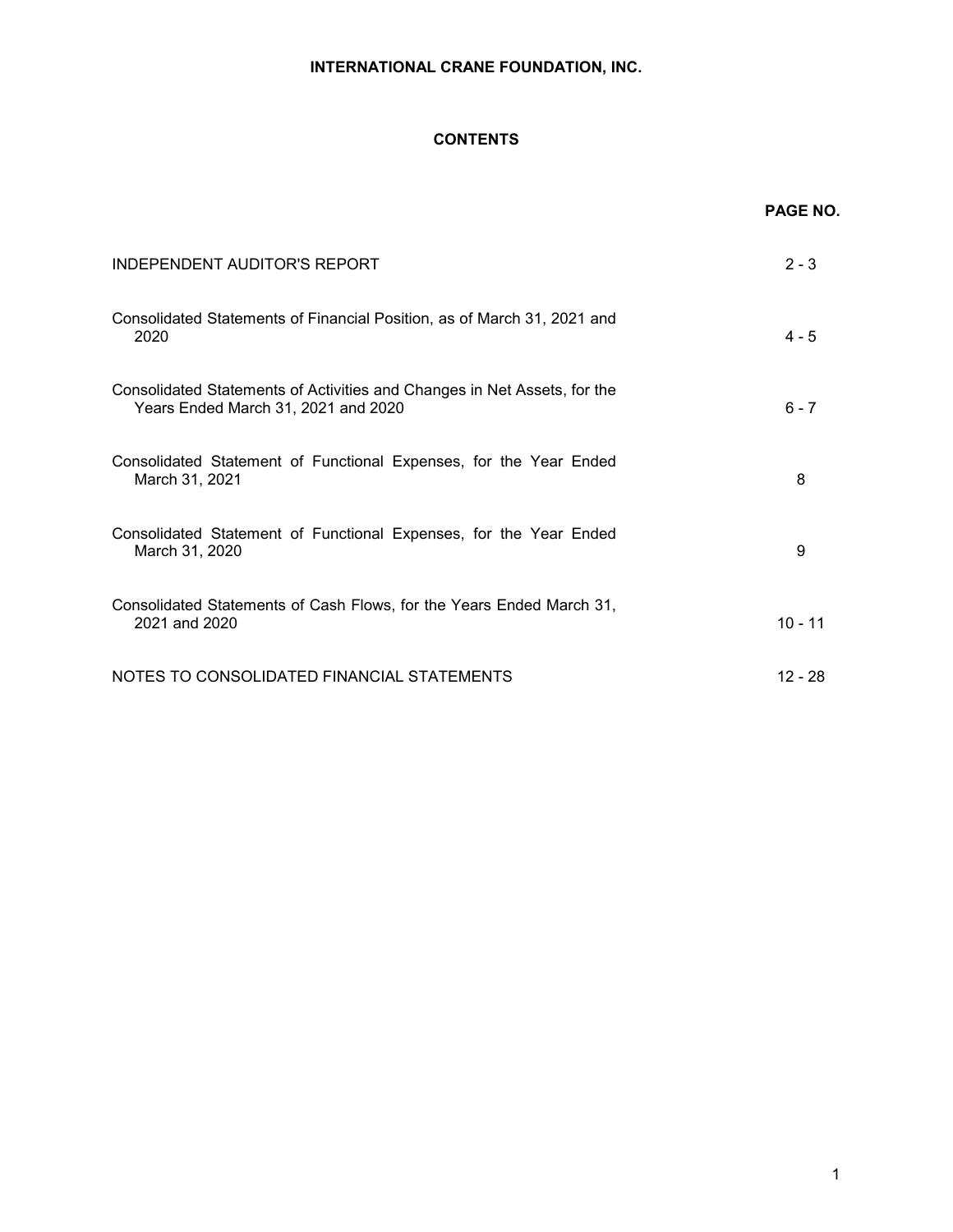# INTERNATIONAL CRANE FOUNDATION, INC.

## CONTENTS

| | PAGE NO. |
|---|---|
| INDEPENDENT AUDITOR'S REPORT | 2 - 3 |
| Consolidated Statements of Financial Position, as of March 31, 2021 and 2020 | 4 - 5 |
| Consolidated Statements of Activities and Changes in Net Assets, for the Years Ended March 31, 2021 and 2020 | 6 - 7 |
| Consolidated Statement of Functional Expenses, for the Year Ended March 31, 2021 | 8 |
| Consolidated Statement of Functional Expenses, for the Year Ended March 31, 2020 | 9 |
| Consolidated Statements of Cash Flows, for the Years Ended March 31, 2021 and 2020 | 10 - 11 |
| NOTES TO CONSOLIDATED FINANCIAL STATEMENTS | 12 - 28 |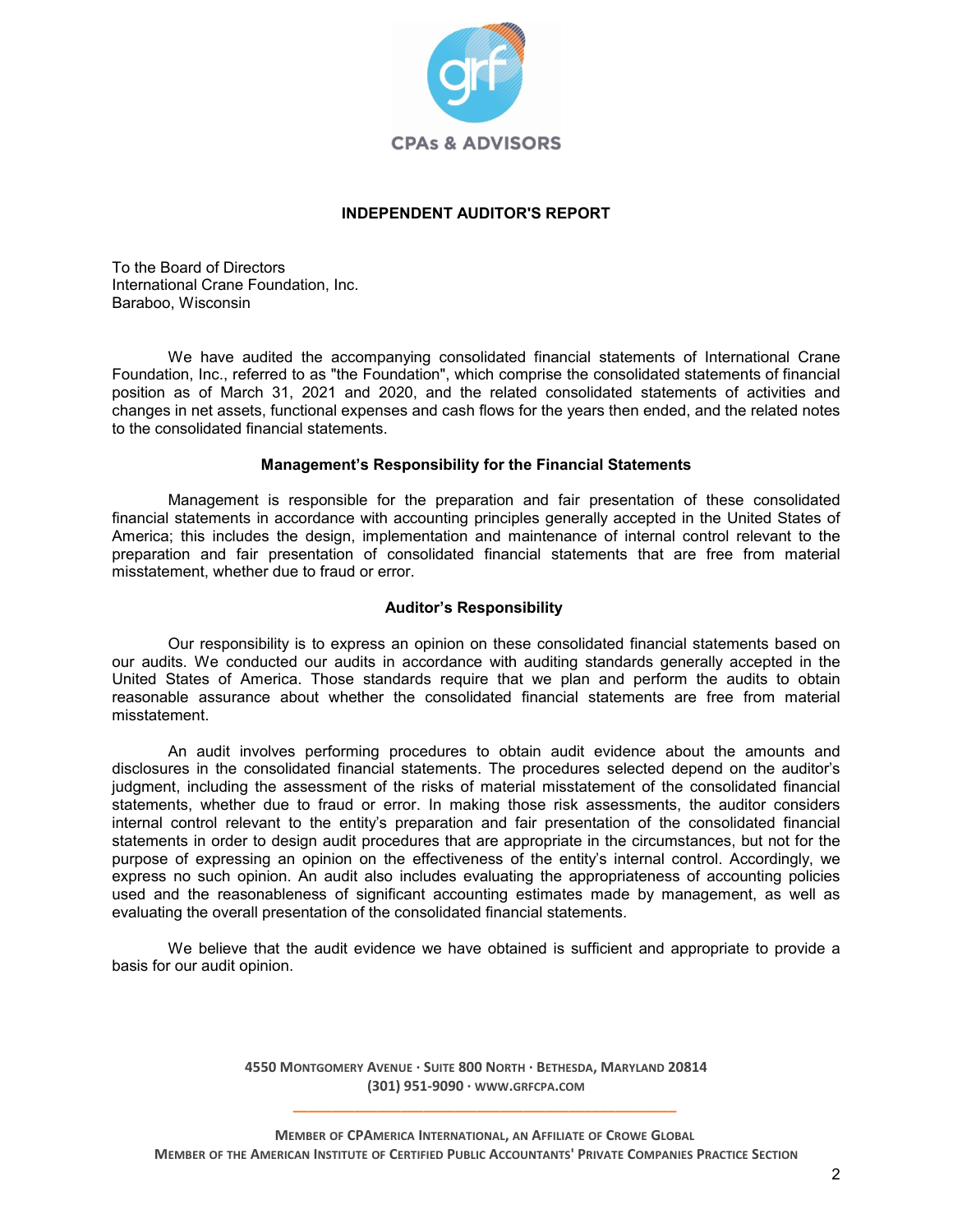CPAs & ADVISORS

# INDEPENDENT AUDITOR'S REPORT

To the Board of Directors
International Crane Foundation, Inc.
Baraboo, Wisconsin

We have audited the accompanying consolidated financial statements of International Crane Foundation, Inc., referred to as "the Foundation", which comprise the consolidated statements of financial position as of March 31, 2021 and 2020, and the related consolidated statements of activities and changes in net assets, functional expenses and cash flows for the years then ended, and the related notes to the consolidated financial statements.

## Management's Responsibility for the Financial Statements

Management is responsible for the preparation and fair presentation of these consolidated financial statements in accordance with accounting principles generally accepted in the United States of America; this includes the design, implementation and maintenance of internal control relevant to the preparation and fair presentation of consolidated financial statements that are free from material misstatement, whether due to fraud or error.

## Auditor's Responsibility

Our responsibility is to express an opinion on these consolidated financial statements based on our audits. We conducted our audits in accordance with auditing standards generally accepted in the United States of America. Those standards require that we plan and perform the audits to obtain reasonable assurance about whether the consolidated financial statements are free from material misstatement.

An audit involves performing procedures to obtain audit evidence about the amounts and disclosures in the consolidated financial statements. The procedures selected depend on the auditor's judgment, including the assessment of the risks of material misstatement of the consolidated financial statements, whether due to fraud or error. In making those risk assessments, the auditor considers internal control relevant to the entity's preparation and fair presentation of the consolidated financial statements in order to design audit procedures that are appropriate in the circumstances, but not for the purpose of expressing an opinion on the effectiveness of the entity's internal control. Accordingly, we express no such opinion. An audit also includes evaluating the appropriateness of accounting policies used and the reasonableness of significant accounting estimates made by management, as well as evaluating the overall presentation of the consolidated financial statements.

We believe that the audit evidence we have obtained is sufficient and appropriate to provide a basis for our audit opinion.

4550 Montgomery Avenue · Suite 800 North · Bethesda, Maryland 20814
(301) 951-9090 · www.grfcpa.com

Member of CPAmerica International, an Affiliate of Crowe Global
Member of the American Institute of Certified Public Accountants' Private Companies Practice Section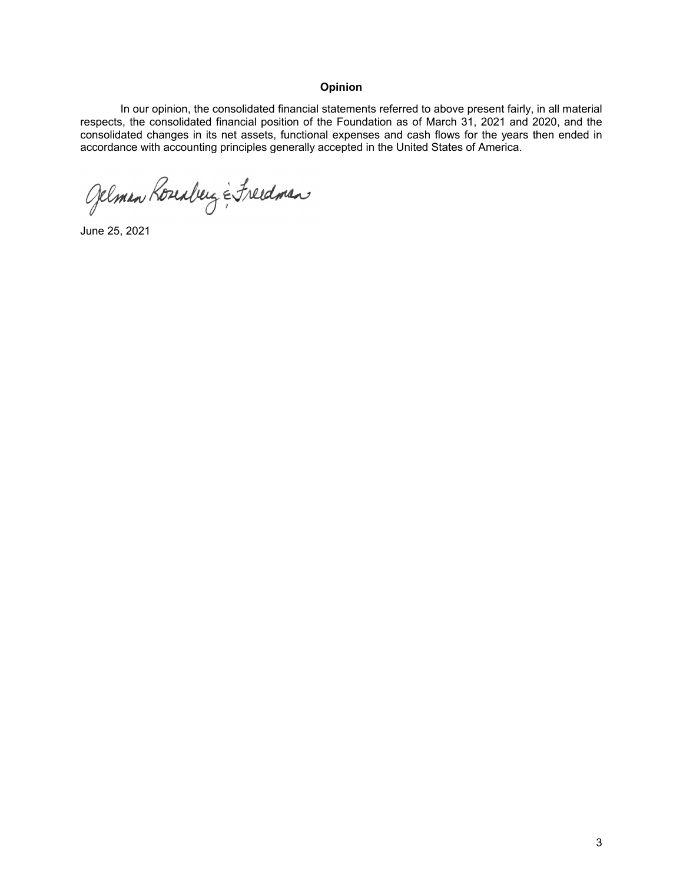**Opinion**

In our opinion, the consolidated financial statements referred to above present fairly, in all material respects, the consolidated financial position of the Foundation as of March 31, 2021 and 2020, and the consolidated changes in its net assets, functional expenses and cash flows for the years then ended in accordance with accounting principles generally accepted in the United States of America.

Gelman Rosenberg & Freedman

June 25, 2021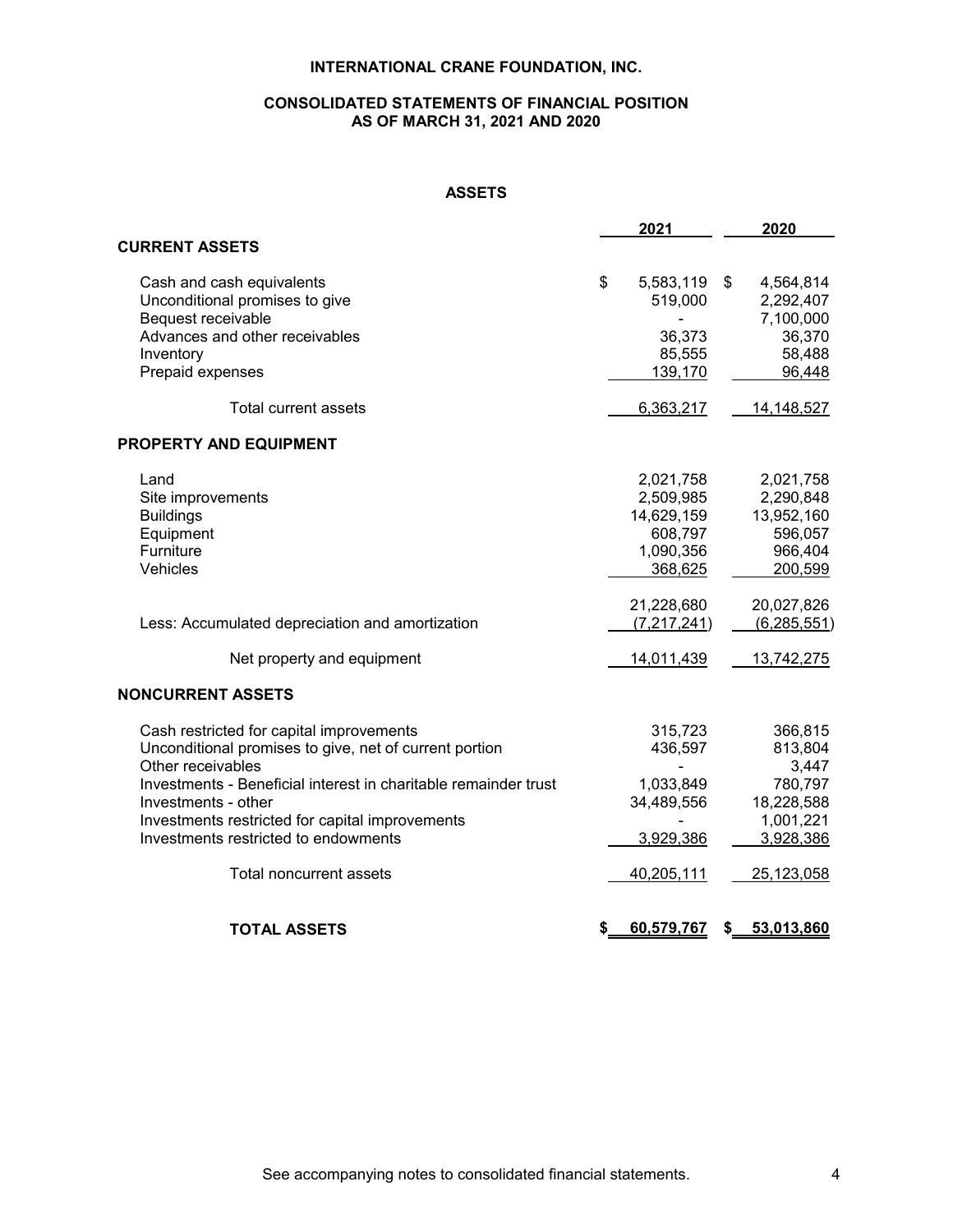# INTERNATIONAL CRANE FOUNDATION, INC.

## CONSOLIDATED STATEMENTS OF FINANCIAL POSITION
## AS OF MARCH 31, 2021 AND 2020

### ASSETS

| | 2021 | 2020 |
|---|---|---|
| **CURRENT ASSETS** | | |
| Cash and cash equivalents | $ 5,583,119 | $ 4,564,814 |
| Unconditional promises to give | 519,000 | 2,292,407 |
| Bequest receivable | - | 7,100,000 |
| Advances and other receivables | 36,373 | 36,370 |
| Inventory | 85,555 | 58,488 |
| Prepaid expenses | 139,170 | 96,448 |
| Total current assets | 6,363,217 | 14,148,527 |
| **PROPERTY AND EQUIPMENT** | | |
| Land | 2,021,758 | 2,021,758 |
| Site improvements | 2,509,985 | 2,290,848 |
| Buildings | 14,629,159 | 13,952,160 |
| Equipment | 608,797 | 596,057 |
| Furniture | 1,090,356 | 966,404 |
| Vehicles | 368,625 | 200,599 |
| | 21,228,680 | 20,027,826 |
| Less: Accumulated depreciation and amortization | (7,217,241) | (6,285,551) |
| Net property and equipment | 14,011,439 | 13,742,275 |
| **NONCURRENT ASSETS** | | |
| Cash restricted for capital improvements | 315,723 | 366,815 |
| Unconditional promises to give, net of current portion | 436,597 | 813,804 |
| Other receivables | - | 3,447 |
| Investments - Beneficial interest in charitable remainder trust | 1,033,849 | 780,797 |
| Investments - other | 34,489,556 | 18,228,588 |
| Investments restricted for capital improvements | - | 1,001,221 |
| Investments restricted to endowments | 3,929,386 | 3,928,386 |
| Total noncurrent assets | 40,205,111 | 25,123,058 |
| **TOTAL ASSETS** | **$ 60,579,767** | **$ 53,013,860** |

See accompanying notes to consolidated financial statements.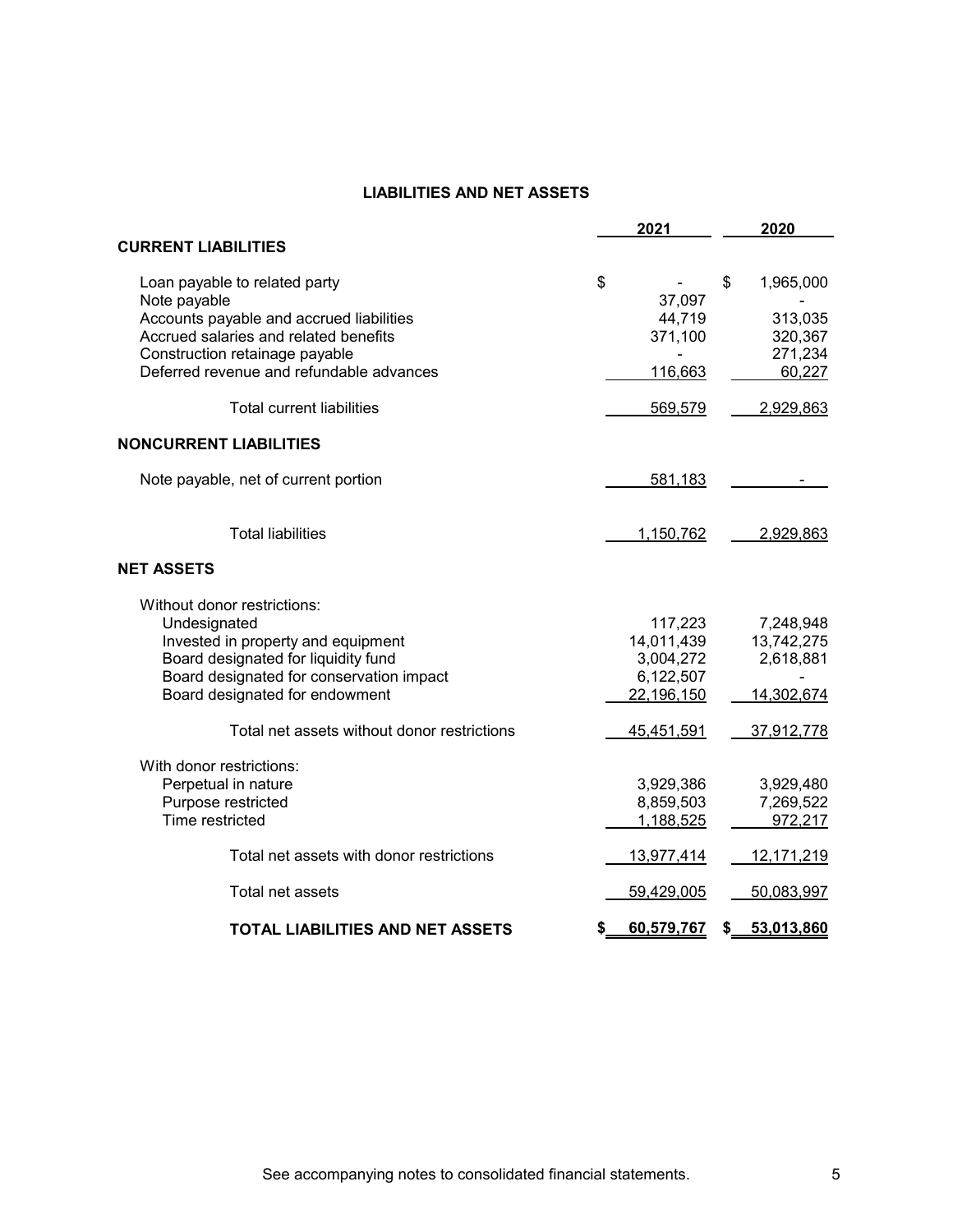## LIABILITIES AND NET ASSETS

| | 2021 | 2020 |
|---|---|---|
| **CURRENT LIABILITIES** | | |
| Loan payable to related party | $ - | $ 1,965,000 |
| Note payable | 37,097 | - |
| Accounts payable and accrued liabilities | 44,719 | 313,035 |
| Accrued salaries and related benefits | 371,100 | 320,367 |
| Construction retainage payable | - | 271,234 |
| Deferred revenue and refundable advances | 116,663 | 60,227 |
| Total current liabilities | 569,579 | 2,929,863 |
| **NONCURRENT LIABILITIES** | | |
| Note payable, net of current portion | 581,183 | - |
| Total liabilities | 1,150,762 | 2,929,863 |
| **NET ASSETS** | | |
| Without donor restrictions: | | |
| Undesignated | 117,223 | 7,248,948 |
| Invested in property and equipment | 14,011,439 | 13,742,275 |
| Board designated for liquidity fund | 3,004,272 | 2,618,881 |
| Board designated for conservation impact | 6,122,507 | - |
| Board designated for endowment | 22,196,150 | 14,302,674 |
| Total net assets without donor restrictions | 45,451,591 | 37,912,778 |
| With donor restrictions: | | |
| Perpetual in nature | 3,929,386 | 3,929,480 |
| Purpose restricted | 8,859,503 | 7,269,522 |
| Time restricted | 1,188,525 | 972,217 |
| Total net assets with donor restrictions | 13,977,414 | 12,171,219 |
| Total net assets | 59,429,005 | 50,083,997 |
| **TOTAL LIABILITIES AND NET ASSETS** | **$ 60,579,767** | **$ 53,013,860** |

See accompanying notes to consolidated financial statements.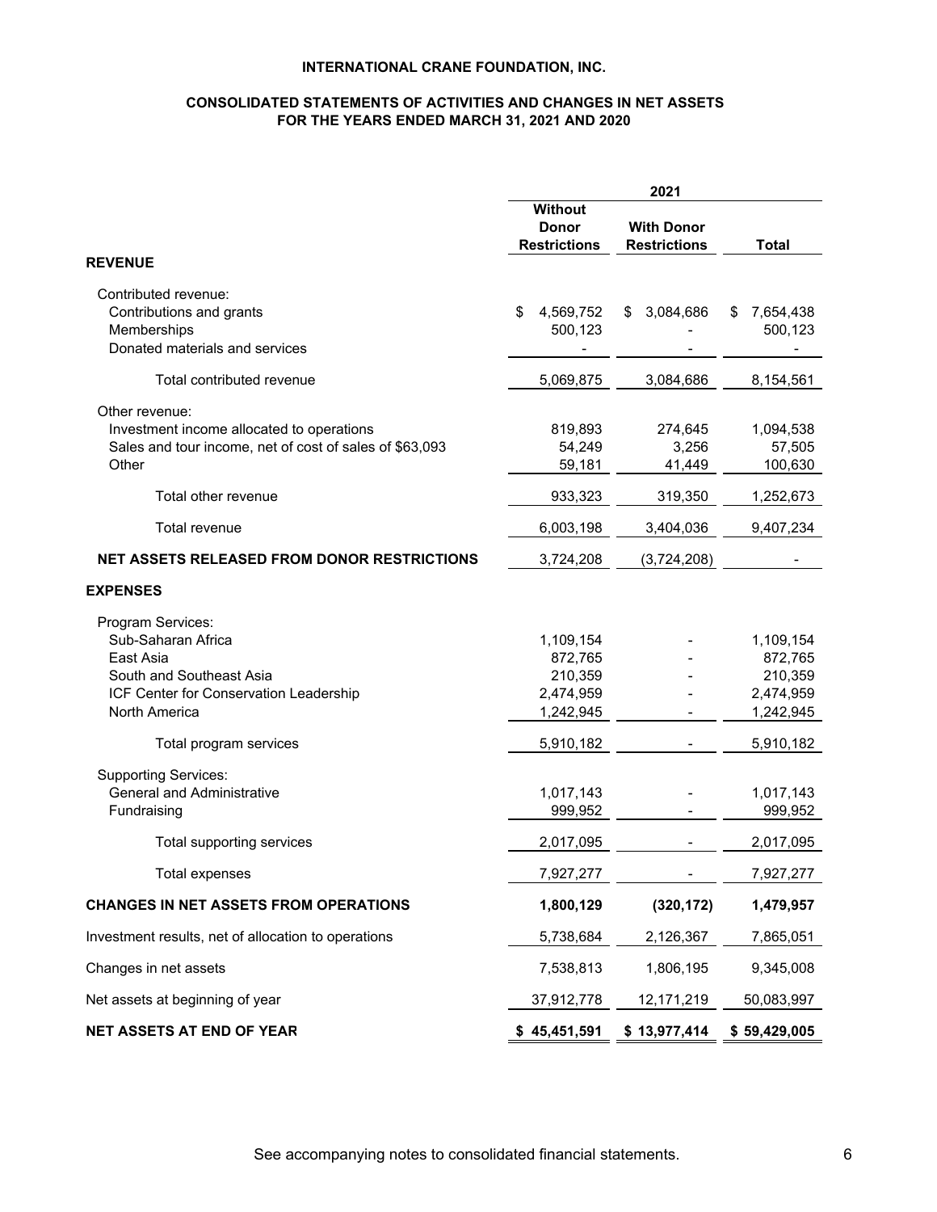# INTERNATIONAL CRANE FOUNDATION, INC.

## CONSOLIDATED STATEMENTS OF ACTIVITIES AND CHANGES IN NET ASSETS
## FOR THE YEARS ENDED MARCH 31, 2021 AND 2020

| | 2021 | | |
|---|---|---|---|
| | Without Donor Restrictions | With Donor Restrictions | Total |
| **REVENUE** | | | |
| Contributed revenue: | | | |
| Contributions and grants | $ 4,569,752 | $ 3,084,686 | $ 7,654,438 |
| Memberships | 500,123 | - | 500,123 |
| Donated materials and services | - | - | - |
| Total contributed revenue | 5,069,875 | 3,084,686 | 8,154,561 |
| Other revenue: | | | |
| Investment income allocated to operations | 819,893 | 274,645 | 1,094,538 |
| Sales and tour income, net of cost of sales of $63,093 | 54,249 | 3,256 | 57,505 |
| Other | 59,181 | 41,449 | 100,630 |
| Total other revenue | 933,323 | 319,350 | 1,252,673 |
| Total revenue | 6,003,198 | 3,404,036 | 9,407,234 |
| **NET ASSETS RELEASED FROM DONOR RESTRICTIONS** | 3,724,208 | (3,724,208) | - |
| **EXPENSES** | | | |
| Program Services: | | | |
| Sub-Saharan Africa | 1,109,154 | - | 1,109,154 |
| East Asia | 872,765 | - | 872,765 |
| South and Southeast Asia | 210,359 | - | 210,359 |
| ICF Center for Conservation Leadership | 2,474,959 | - | 2,474,959 |
| North America | 1,242,945 | - | 1,242,945 |
| Total program services | 5,910,182 | - | 5,910,182 |
| Supporting Services: | | | |
| General and Administrative | 1,017,143 | - | 1,017,143 |
| Fundraising | 999,952 | - | 999,952 |
| Total supporting services | 2,017,095 | - | 2,017,095 |
| Total expenses | 7,927,277 | - | 7,927,277 |
| **CHANGES IN NET ASSETS FROM OPERATIONS** | **1,800,129** | **(320,172)** | **1,479,957** |
| Investment results, net of allocation to operations | 5,738,684 | 2,126,367 | 7,865,051 |
| Changes in net assets | 7,538,813 | 1,806,195 | 9,345,008 |
| Net assets at beginning of year | 37,912,778 | 12,171,219 | 50,083,997 |
| **NET ASSETS AT END OF YEAR** | **$ 45,451,591** | **$ 13,977,414** | **$ 59,429,005** |

See accompanying notes to consolidated financial statements.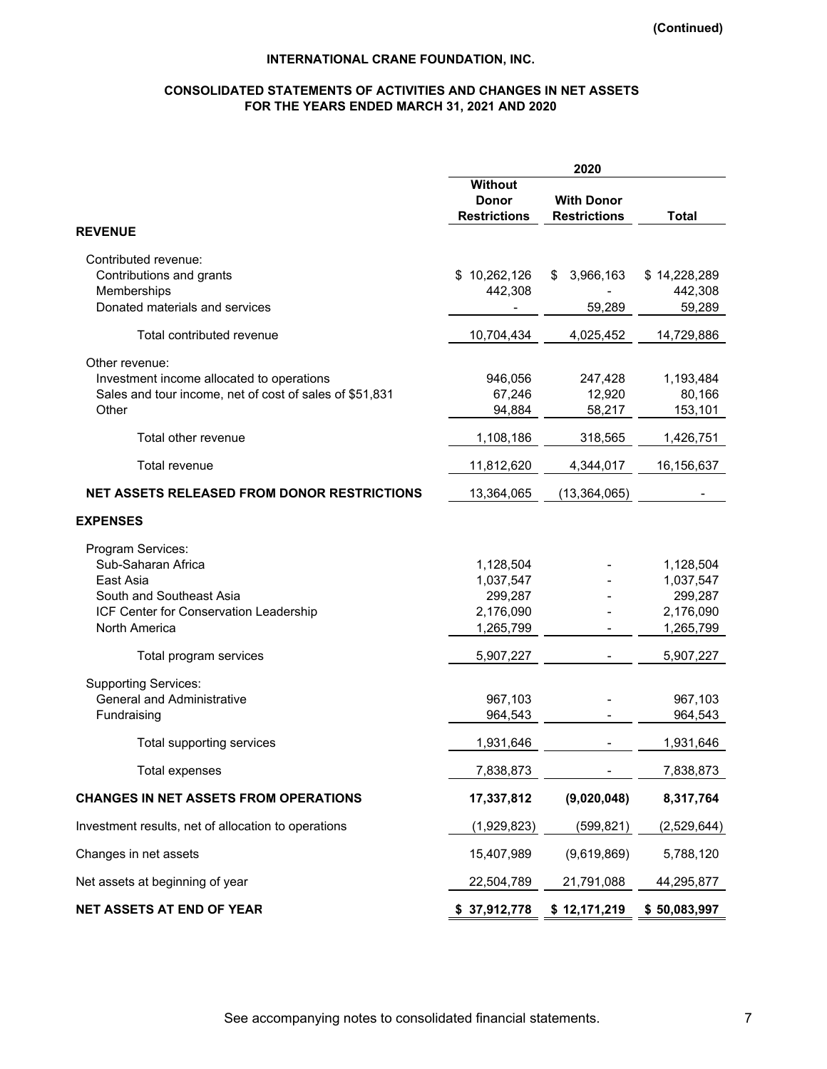(Continued)

**INTERNATIONAL CRANE FOUNDATION, INC.**

**CONSOLIDATED STATEMENTS OF ACTIVITIES AND CHANGES IN NET ASSETS**
**FOR THE YEARS ENDED MARCH 31, 2021 AND 2020**

| | 2020 | | |
|---|---|---|---|
| | **Without Donor Restrictions** | **With Donor Restrictions** | **Total** |
| **REVENUE** | | | |
| Contributed revenue: | | | |
| Contributions and grants | $ 10,262,126 | $ 3,966,163 | $ 14,228,289 |
| Memberships | 442,308 | - | 442,308 |
| Donated materials and services | - | 59,289 | 59,289 |
| Total contributed revenue | 10,704,434 | 4,025,452 | 14,729,886 |
| Other revenue: | | | |
| Investment income allocated to operations | 946,056 | 247,428 | 1,193,484 |
| Sales and tour income, net of cost of sales of $51,831 | 67,246 | 12,920 | 80,166 |
| Other | 94,884 | 58,217 | 153,101 |
| Total other revenue | 1,108,186 | 318,565 | 1,426,751 |
| Total revenue | 11,812,620 | 4,344,017 | 16,156,637 |
| **NET ASSETS RELEASED FROM DONOR RESTRICTIONS** | 13,364,065 | (13,364,065) | - |
| **EXPENSES** | | | |
| Program Services: | | | |
| Sub-Saharan Africa | 1,128,504 | - | 1,128,504 |
| East Asia | 1,037,547 | - | 1,037,547 |
| South and Southeast Asia | 299,287 | - | 299,287 |
| ICF Center for Conservation Leadership | 2,176,090 | - | 2,176,090 |
| North America | 1,265,799 | - | 1,265,799 |
| Total program services | 5,907,227 | - | 5,907,227 |
| Supporting Services: | | | |
| General and Administrative | 967,103 | - | 967,103 |
| Fundraising | 964,543 | - | 964,543 |
| Total supporting services | 1,931,646 | - | 1,931,646 |
| Total expenses | 7,838,873 | - | 7,838,873 |
| **CHANGES IN NET ASSETS FROM OPERATIONS** | **17,337,812** | **(9,020,048)** | **8,317,764** |
| Investment results, net of allocation to operations | (1,929,823) | (599,821) | (2,529,644) |
| Changes in net assets | 15,407,989 | (9,619,869) | 5,788,120 |
| Net assets at beginning of year | 22,504,789 | 21,791,088 | 44,295,877 |
| **NET ASSETS AT END OF YEAR** | **$ 37,912,778** | **$ 12,171,219** | **$ 50,083,997** |

See accompanying notes to consolidated financial statements.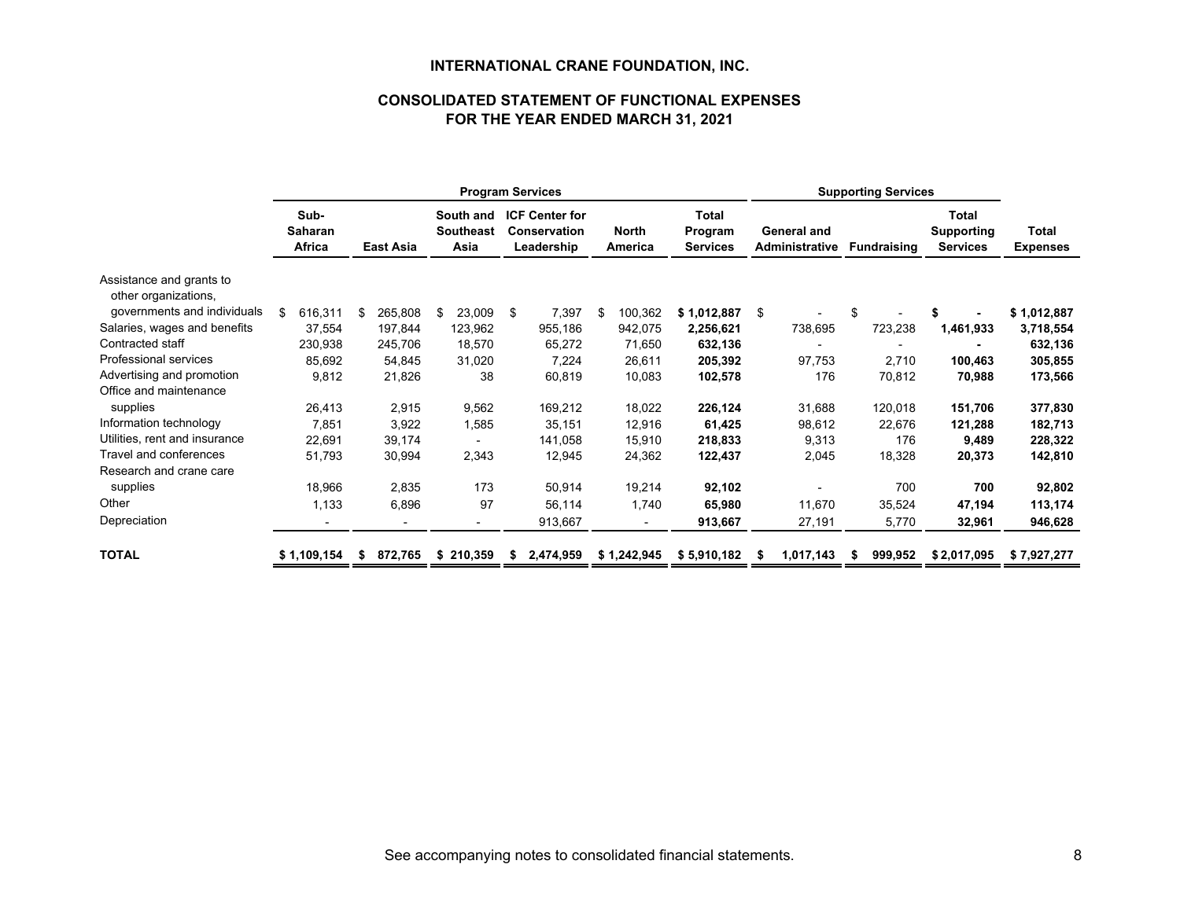# INTERNATIONAL CRANE FOUNDATION, INC.

## CONSOLIDATED STATEMENT OF FUNCTIONAL EXPENSES
## FOR THE YEAR ENDED MARCH 31, 2021

| | Program Services | | | | | | Supporting Services | | | |
|---|---|---|---|---|---|---|---|---|---|---|
| | Sub-Saharan Africa | East Asia | South and Southeast Asia | ICF Center for Conservation Leadership | North America | Total Program Services | General and Administrative | Fundraising | Total Supporting Services | Total Expenses |
| Assistance and grants to other organizations, governments and individuals | $ 616,311 | $ 265,808 | $ 23,009 | $ 7,397 | $ 100,362 | **$ 1,012,887** | $ - | $ - | **$ -** | **$ 1,012,887** |
| Salaries, wages and benefits | 37,554 | 197,844 | 123,962 | 955,186 | 942,075 | **2,256,621** | 738,695 | 723,238 | **1,461,933** | **3,718,554** |
| Contracted staff | 230,938 | 245,706 | 18,570 | 65,272 | 71,650 | **632,136** | - | - | **-** | **632,136** |
| Professional services | 85,692 | 54,845 | 31,020 | 7,224 | 26,611 | **205,392** | 97,753 | 2,710 | **100,463** | **305,855** |
| Advertising and promotion | 9,812 | 21,826 | 38 | 60,819 | 10,083 | **102,578** | 176 | 70,812 | **70,988** | **173,566** |
| Office and maintenance supplies | 26,413 | 2,915 | 9,562 | 169,212 | 18,022 | **226,124** | 31,688 | 120,018 | **151,706** | **377,830** |
| Information technology | 7,851 | 3,922 | 1,585 | 35,151 | 12,916 | **61,425** | 98,612 | 22,676 | **121,288** | **182,713** |
| Utilities, rent and insurance | 22,691 | 39,174 | - | 141,058 | 15,910 | **218,833** | 9,313 | 176 | **9,489** | **228,322** |
| Travel and conferences | 51,793 | 30,994 | 2,343 | 12,945 | 24,362 | **122,437** | 2,045 | 18,328 | **20,373** | **142,810** |
| Research and crane care supplies | 18,966 | 2,835 | 173 | 50,914 | 19,214 | **92,102** | - | 700 | **700** | **92,802** |
| Other | 1,133 | 6,896 | 97 | 56,114 | 1,740 | **65,980** | 11,670 | 35,524 | **47,194** | **113,174** |
| Depreciation | - | - | - | 913,667 | - | **913,667** | 27,191 | 5,770 | **32,961** | **946,628** |
| **TOTAL** | **$ 1,109,154** | **$ 872,765** | **$ 210,359** | **$ 2,474,959** | **$ 1,242,945** | **$ 5,910,182** | **$ 1,017,143** | **$ 999,952** | **$ 2,017,095** | **$ 7,927,277** |

See accompanying notes to consolidated financial statements.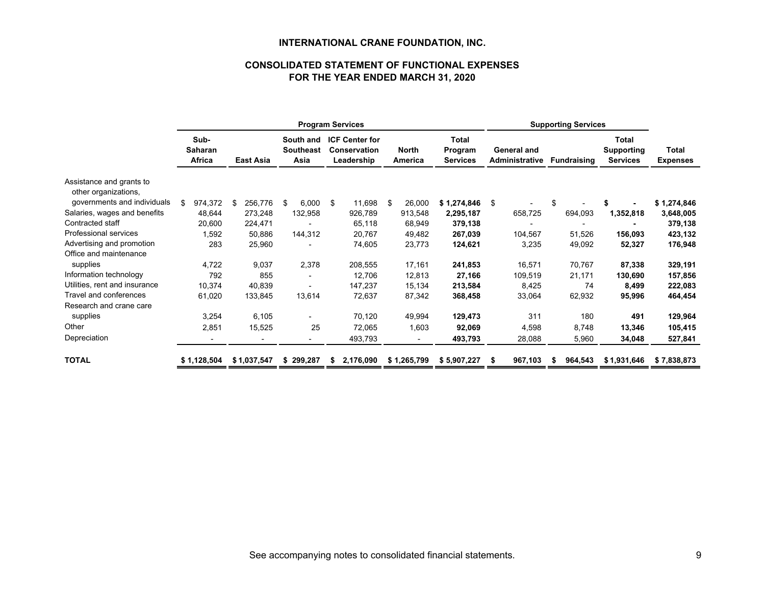**INTERNATIONAL CRANE FOUNDATION, INC.**

**CONSOLIDATED STATEMENT OF FUNCTIONAL EXPENSES**
**FOR THE YEAR ENDED MARCH 31, 2020**

| | Program Services | | | | | | Supporting Services | | | |
|---|---|---|---|---|---|---|---|---|---|---|
| | Sub-Saharan Africa | East Asia | South and Southeast Asia | ICF Center for Conservation Leadership | North America | Total Program Services | General and Administrative | Fundraising | Total Supporting Services | Total Expenses |
| Assistance and grants to other organizations, governments and individuals | $ 974,372 | $ 256,776 | $ 6,000 | $ 11,698 | $ 26,000 | **$ 1,274,846** | $ - | $ - | **$ -** | **$ 1,274,846** |
| Salaries, wages and benefits | 48,644 | 273,248 | 132,958 | 926,789 | 913,548 | **2,295,187** | 658,725 | 694,093 | **1,352,818** | **3,648,005** |
| Contracted staff | 20,600 | 224,471 | - | 65,118 | 68,949 | **379,138** | - | - | **-** | **379,138** |
| Professional services | 1,592 | 50,886 | 144,312 | 20,767 | 49,482 | **267,039** | 104,567 | 51,526 | **156,093** | **423,132** |
| Advertising and promotion | 283 | 25,960 | - | 74,605 | 23,773 | **124,621** | 3,235 | 49,092 | **52,327** | **176,948** |
| Office and maintenance supplies | 4,722 | 9,037 | 2,378 | 208,555 | 17,161 | **241,853** | 16,571 | 70,767 | **87,338** | **329,191** |
| Information technology | 792 | 855 | - | 12,706 | 12,813 | **27,166** | 109,519 | 21,171 | **130,690** | **157,856** |
| Utilities, rent and insurance | 10,374 | 40,839 | - | 147,237 | 15,134 | **213,584** | 8,425 | 74 | **8,499** | **222,083** |
| Travel and conferences | 61,020 | 133,845 | 13,614 | 72,637 | 87,342 | **368,458** | 33,064 | 62,932 | **95,996** | **464,454** |
| Research and crane care supplies | 3,254 | 6,105 | - | 70,120 | 49,994 | **129,473** | 311 | 180 | **491** | **129,964** |
| Other | 2,851 | 15,525 | 25 | 72,065 | 1,603 | **92,069** | 4,598 | 8,748 | **13,346** | **105,415** |
| Depreciation | - | - | - | 493,793 | - | **493,793** | 28,088 | 5,960 | **34,048** | **527,841** |
| **TOTAL** | **$ 1,128,504** | **$ 1,037,547** | **$ 299,287** | **$ 2,176,090** | **$ 1,265,799** | **$ 5,907,227** | **$ 967,103** | **$ 964,543** | **$ 1,931,646** | **$ 7,838,873** |

See accompanying notes to consolidated financial statements.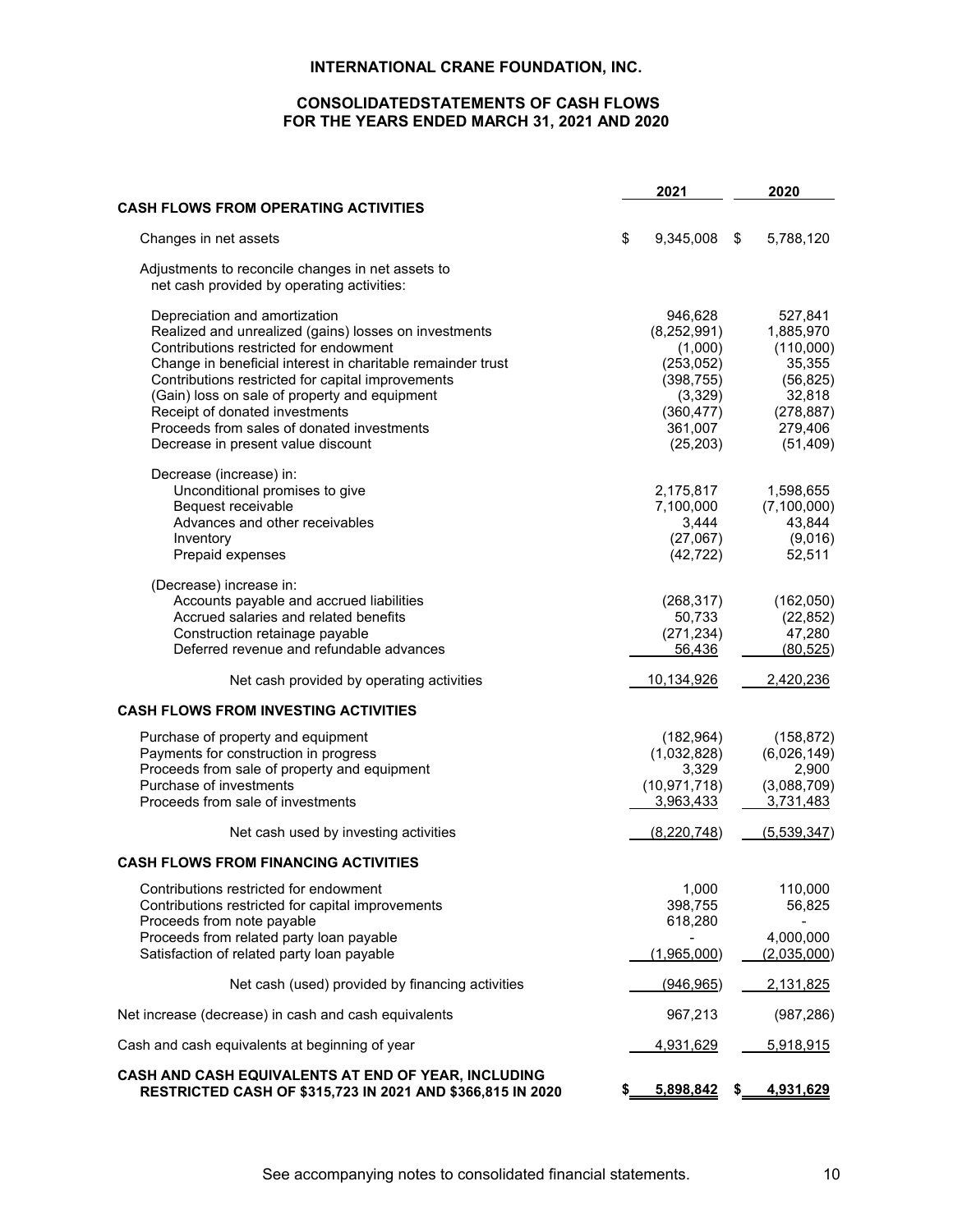# INTERNATIONAL CRANE FOUNDATION, INC.

## CONSOLIDATEDSTATEMENTS OF CASH FLOWS
## FOR THE YEARS ENDED MARCH 31, 2021 AND 2020

| | 2021 | 2020 |
|---|---|---|
| **CASH FLOWS FROM OPERATING ACTIVITIES** | | |
| Changes in net assets | $ 9,345,008 | $ 5,788,120 |
| Adjustments to reconcile changes in net assets to net cash provided by operating activities: | | |
| Depreciation and amortization | 946,628 | 527,841 |
| Realized and unrealized (gains) losses on investments | (8,252,991) | 1,885,970 |
| Contributions restricted for endowment | (1,000) | (110,000) |
| Change in beneficial interest in charitable remainder trust | (253,052) | 35,355 |
| Contributions restricted for capital improvements | (398,755) | (56,825) |
| (Gain) loss on sale of property and equipment | (3,329) | 32,818 |
| Receipt of donated investments | (360,477) | (278,887) |
| Proceeds from sales of donated investments | 361,007 | 279,406 |
| Decrease in present value discount | (25,203) | (51,409) |
| Decrease (increase) in: | | |
| Unconditional promises to give | 2,175,817 | 1,598,655 |
| Bequest receivable | 7,100,000 | (7,100,000) |
| Advances and other receivables | 3,444 | 43,844 |
| Inventory | (27,067) | (9,016) |
| Prepaid expenses | (42,722) | 52,511 |
| (Decrease) increase in: | | |
| Accounts payable and accrued liabilities | (268,317) | (162,050) |
| Accrued salaries and related benefits | 50,733 | (22,852) |
| Construction retainage payable | (271,234) | 47,280 |
| Deferred revenue and refundable advances | 56,436 | (80,525) |
| Net cash provided by operating activities | 10,134,926 | 2,420,236 |
| **CASH FLOWS FROM INVESTING ACTIVITIES** | | |
| Purchase of property and equipment | (182,964) | (158,872) |
| Payments for construction in progress | (1,032,828) | (6,026,149) |
| Proceeds from sale of property and equipment | 3,329 | 2,900 |
| Purchase of investments | (10,971,718) | (3,088,709) |
| Proceeds from sale of investments | 3,963,433 | 3,731,483 |
| Net cash used by investing activities | (8,220,748) | (5,539,347) |
| **CASH FLOWS FROM FINANCING ACTIVITIES** | | |
| Contributions restricted for endowment | 1,000 | 110,000 |
| Contributions restricted for capital improvements | 398,755 | 56,825 |
| Proceeds from note payable | 618,280 | - |
| Proceeds from related party loan payable | - | 4,000,000 |
| Satisfaction of related party loan payable | (1,965,000) | (2,035,000) |
| Net cash (used) provided by financing activities | (946,965) | 2,131,825 |
| Net increase (decrease) in cash and cash equivalents | 967,213 | (987,286) |
| Cash and cash equivalents at beginning of year | 4,931,629 | 5,918,915 |
| **CASH AND CASH EQUIVALENTS AT END OF YEAR, INCLUDING RESTRICTED CASH OF $315,723 IN 2021 AND $366,815 IN 2020** | **$ 5,898,842** | **$ 4,931,629** |

See accompanying notes to consolidated financial statements.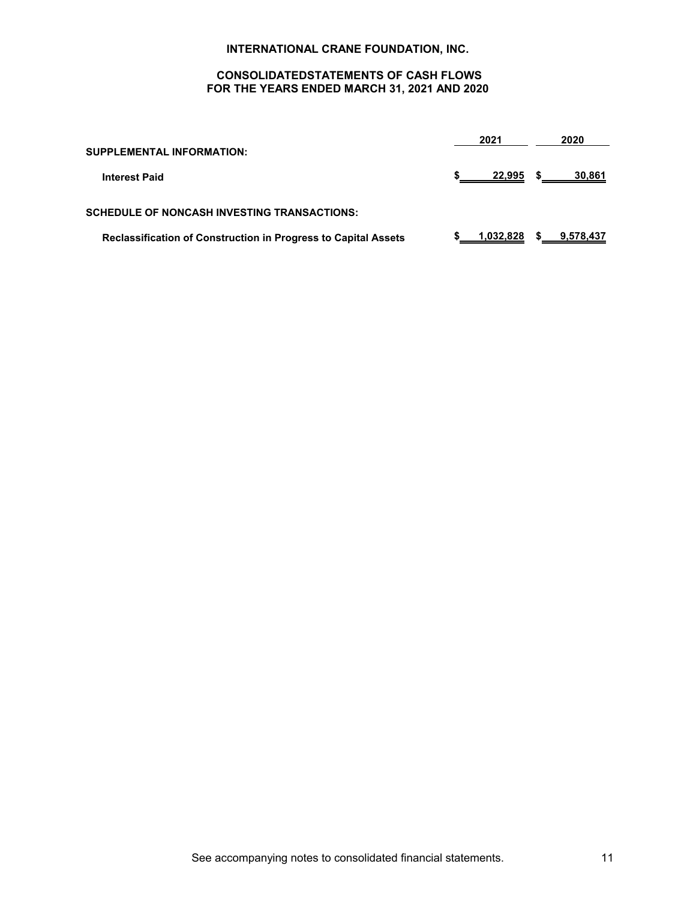# INTERNATIONAL CRANE FOUNDATION, INC.

## CONSOLIDATEDSTATEMENTS OF CASH FLOWS
## FOR THE YEARS ENDED MARCH 31, 2021 AND 2020

| | 2021 | 2020 |
|---|---|---|
| **SUPPLEMENTAL INFORMATION:** | | |
| **Interest Paid** | $ 22,995 | $ 30,861 |
| **SCHEDULE OF NONCASH INVESTING TRANSACTIONS:** | | |
| **Reclassification of Construction in Progress to Capital Assets** | $ 1,032,828 | $ 9,578,437 |

See accompanying notes to consolidated financial statements.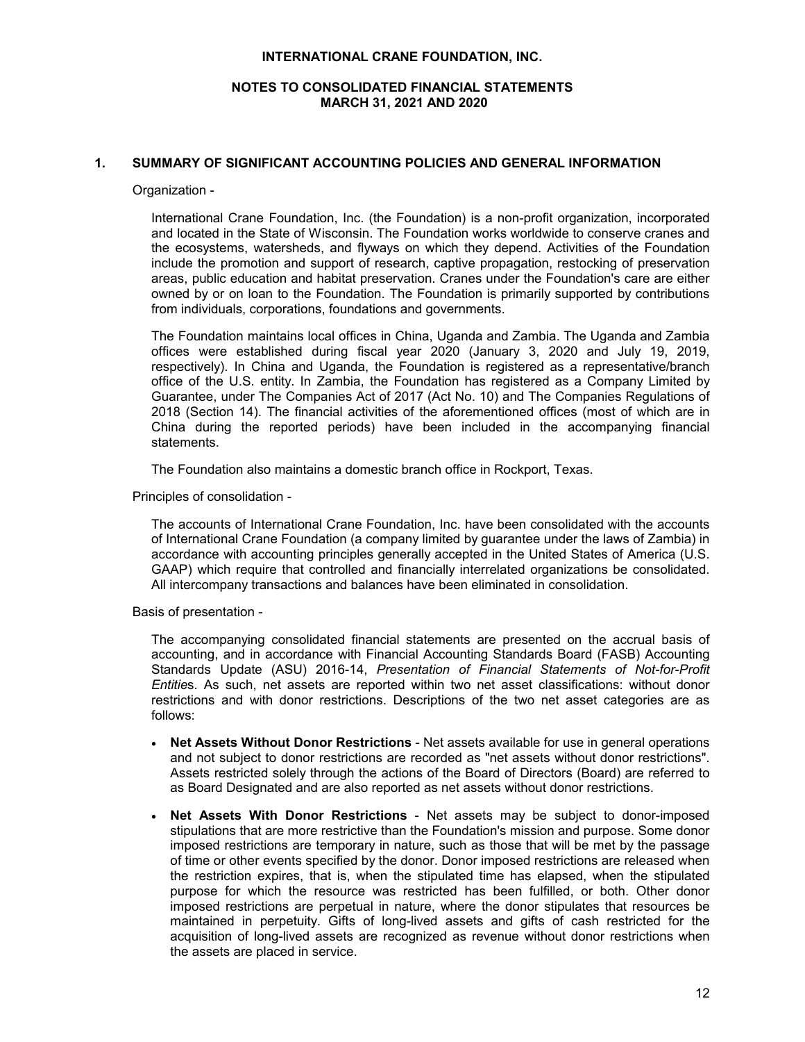**INTERNATIONAL CRANE FOUNDATION, INC.**

**NOTES TO CONSOLIDATED FINANCIAL STATEMENTS**
**MARCH 31, 2021 AND 2020**

## 1. SUMMARY OF SIGNIFICANT ACCOUNTING POLICIES AND GENERAL INFORMATION

Organization -

International Crane Foundation, Inc. (the Foundation) is a non-profit organization, incorporated and located in the State of Wisconsin. The Foundation works worldwide to conserve cranes and the ecosystems, watersheds, and flyways on which they depend. Activities of the Foundation include the promotion and support of research, captive propagation, restocking of preservation areas, public education and habitat preservation. Cranes under the Foundation's care are either owned by or on loan to the Foundation. The Foundation is primarily supported by contributions from individuals, corporations, foundations and governments.

The Foundation maintains local offices in China, Uganda and Zambia. The Uganda and Zambia offices were established during fiscal year 2020 (January 3, 2020 and July 19, 2019, respectively). In China and Uganda, the Foundation is registered as a representative/branch office of the U.S. entity. In Zambia, the Foundation has registered as a Company Limited by Guarantee, under The Companies Act of 2017 (Act No. 10) and The Companies Regulations of 2018 (Section 14). The financial activities of the aforementioned offices (most of which are in China during the reported periods) have been included in the accompanying financial statements.

The Foundation also maintains a domestic branch office in Rockport, Texas.

Principles of consolidation -

The accounts of International Crane Foundation, Inc. have been consolidated with the accounts of International Crane Foundation (a company limited by guarantee under the laws of Zambia) in accordance with accounting principles generally accepted in the United States of America (U.S. GAAP) which require that controlled and financially interrelated organizations be consolidated. All intercompany transactions and balances have been eliminated in consolidation.

Basis of presentation -

The accompanying consolidated financial statements are presented on the accrual basis of accounting, and in accordance with Financial Accounting Standards Board (FASB) Accounting Standards Update (ASU) 2016-14, *Presentation of Financial Statements of Not-for-Profit Entities*. As such, net assets are reported within two net asset classifications: without donor restrictions and with donor restrictions. Descriptions of the two net asset categories are as follows:

- **Net Assets Without Donor Restrictions** - Net assets available for use in general operations and not subject to donor restrictions are recorded as "net assets without donor restrictions". Assets restricted solely through the actions of the Board of Directors (Board) are referred to as Board Designated and are also reported as net assets without donor restrictions.
- **Net Assets With Donor Restrictions** - Net assets may be subject to donor-imposed stipulations that are more restrictive than the Foundation's mission and purpose. Some donor imposed restrictions are temporary in nature, such as those that will be met by the passage of time or other events specified by the donor. Donor imposed restrictions are released when the restriction expires, that is, when the stipulated time has elapsed, when the stipulated purpose for which the resource was restricted has been fulfilled, or both. Other donor imposed restrictions are perpetual in nature, where the donor stipulates that resources be maintained in perpetuity. Gifts of long-lived assets and gifts of cash restricted for the acquisition of long-lived assets are recognized as revenue without donor restrictions when the assets are placed in service.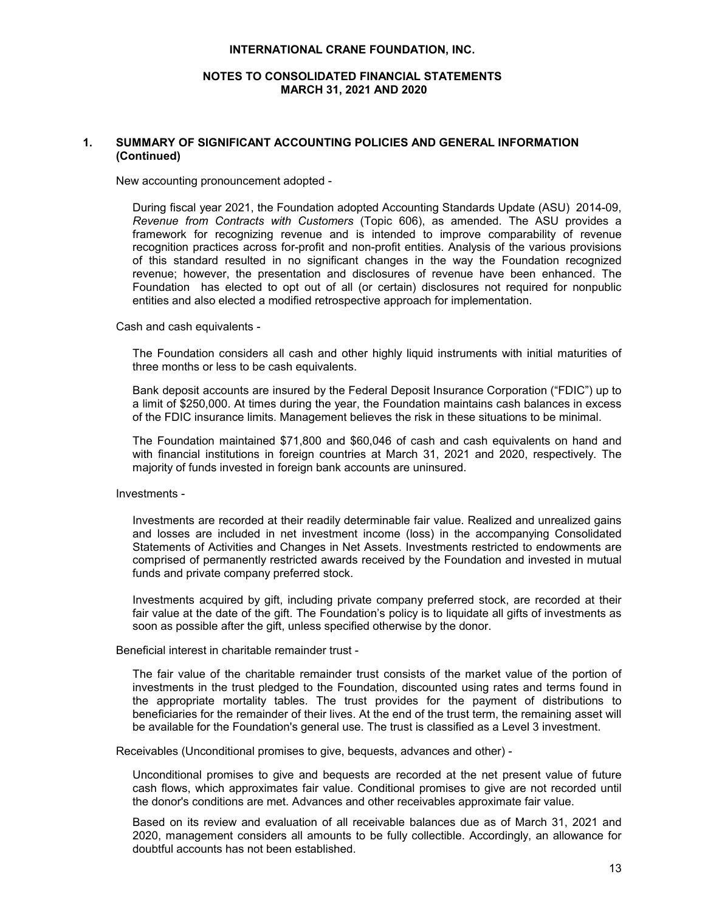## 1. SUMMARY OF SIGNIFICANT ACCOUNTING POLICIES AND GENERAL INFORMATION (Continued)

New accounting pronouncement adopted -

During fiscal year 2021, the Foundation adopted Accounting Standards Update (ASU) 2014-09, *Revenue from Contracts with Customers* (Topic 606), as amended. The ASU provides a framework for recognizing revenue and is intended to improve comparability of revenue recognition practices across for-profit and non-profit entities. Analysis of the various provisions of this standard resulted in no significant changes in the way the Foundation recognized revenue; however, the presentation and disclosures of revenue have been enhanced. The Foundation has elected to opt out of all (or certain) disclosures not required for nonpublic entities and also elected a modified retrospective approach for implementation.

Cash and cash equivalents -

The Foundation considers all cash and other highly liquid instruments with initial maturities of three months or less to be cash equivalents.

Bank deposit accounts are insured by the Federal Deposit Insurance Corporation ("FDIC") up to a limit of $250,000. At times during the year, the Foundation maintains cash balances in excess of the FDIC insurance limits. Management believes the risk in these situations to be minimal.

The Foundation maintained $71,800 and $60,046 of cash and cash equivalents on hand and with financial institutions in foreign countries at March 31, 2021 and 2020, respectively. The majority of funds invested in foreign bank accounts are uninsured.

Investments -

Investments are recorded at their readily determinable fair value. Realized and unrealized gains and losses are included in net investment income (loss) in the accompanying Consolidated Statements of Activities and Changes in Net Assets. Investments restricted to endowments are comprised of permanently restricted awards received by the Foundation and invested in mutual funds and private company preferred stock.

Investments acquired by gift, including private company preferred stock, are recorded at their fair value at the date of the gift. The Foundation's policy is to liquidate all gifts of investments as soon as possible after the gift, unless specified otherwise by the donor.

Beneficial interest in charitable remainder trust -

The fair value of the charitable remainder trust consists of the market value of the portion of investments in the trust pledged to the Foundation, discounted using rates and terms found in the appropriate mortality tables. The trust provides for the payment of distributions to beneficiaries for the remainder of their lives. At the end of the trust term, the remaining asset will be available for the Foundation's general use. The trust is classified as a Level 3 investment.

Receivables (Unconditional promises to give, bequests, advances and other) -

Unconditional promises to give and bequests are recorded at the net present value of future cash flows, which approximates fair value. Conditional promises to give are not recorded until the donor's conditions are met. Advances and other receivables approximate fair value.

Based on its review and evaluation of all receivable balances due as of March 31, 2021 and 2020, management considers all amounts to be fully collectible. Accordingly, an allowance for doubtful accounts has not been established.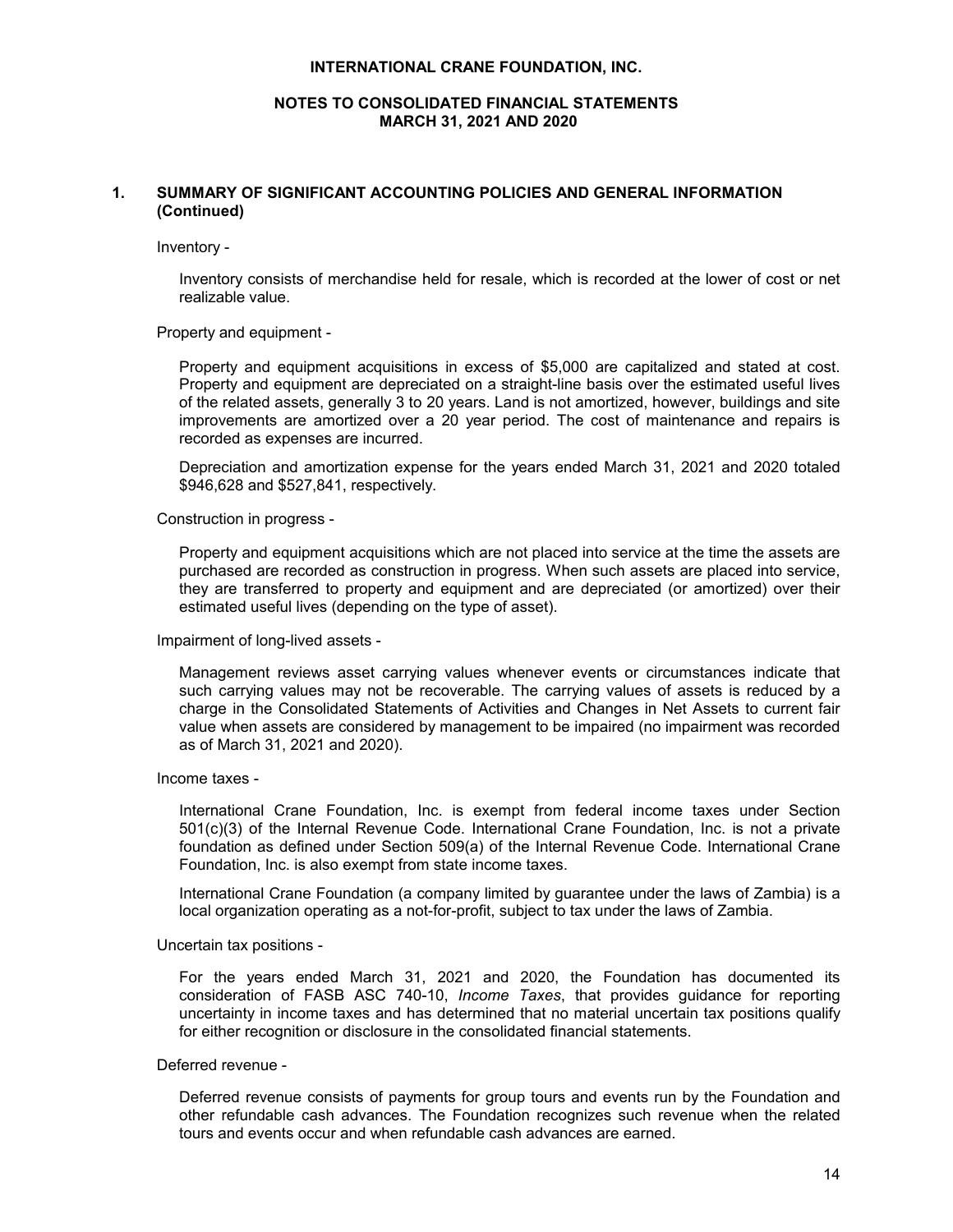## 1. SUMMARY OF SIGNIFICANT ACCOUNTING POLICIES AND GENERAL INFORMATION (Continued)

Inventory -

Inventory consists of merchandise held for resale, which is recorded at the lower of cost or net realizable value.

Property and equipment -

Property and equipment acquisitions in excess of $5,000 are capitalized and stated at cost. Property and equipment are depreciated on a straight-line basis over the estimated useful lives of the related assets, generally 3 to 20 years. Land is not amortized, however, buildings and site improvements are amortized over a 20 year period. The cost of maintenance and repairs is recorded as expenses are incurred.

Depreciation and amortization expense for the years ended March 31, 2021 and 2020 totaled $946,628 and $527,841, respectively.

Construction in progress -

Property and equipment acquisitions which are not placed into service at the time the assets are purchased are recorded as construction in progress. When such assets are placed into service, they are transferred to property and equipment and are depreciated (or amortized) over their estimated useful lives (depending on the type of asset).

Impairment of long-lived assets -

Management reviews asset carrying values whenever events or circumstances indicate that such carrying values may not be recoverable. The carrying values of assets is reduced by a charge in the Consolidated Statements of Activities and Changes in Net Assets to current fair value when assets are considered by management to be impaired (no impairment was recorded as of March 31, 2021 and 2020).

Income taxes -

International Crane Foundation, Inc. is exempt from federal income taxes under Section 501(c)(3) of the Internal Revenue Code. International Crane Foundation, Inc. is not a private foundation as defined under Section 509(a) of the Internal Revenue Code. International Crane Foundation, Inc. is also exempt from state income taxes.

International Crane Foundation (a company limited by guarantee under the laws of Zambia) is a local organization operating as a not-for-profit, subject to tax under the laws of Zambia.

Uncertain tax positions -

For the years ended March 31, 2021 and 2020, the Foundation has documented its consideration of FASB ASC 740-10, *Income Taxes*, that provides guidance for reporting uncertainty in income taxes and has determined that no material uncertain tax positions qualify for either recognition or disclosure in the consolidated financial statements.

Deferred revenue -

Deferred revenue consists of payments for group tours and events run by the Foundation and other refundable cash advances. The Foundation recognizes such revenue when the related tours and events occur and when refundable cash advances are earned.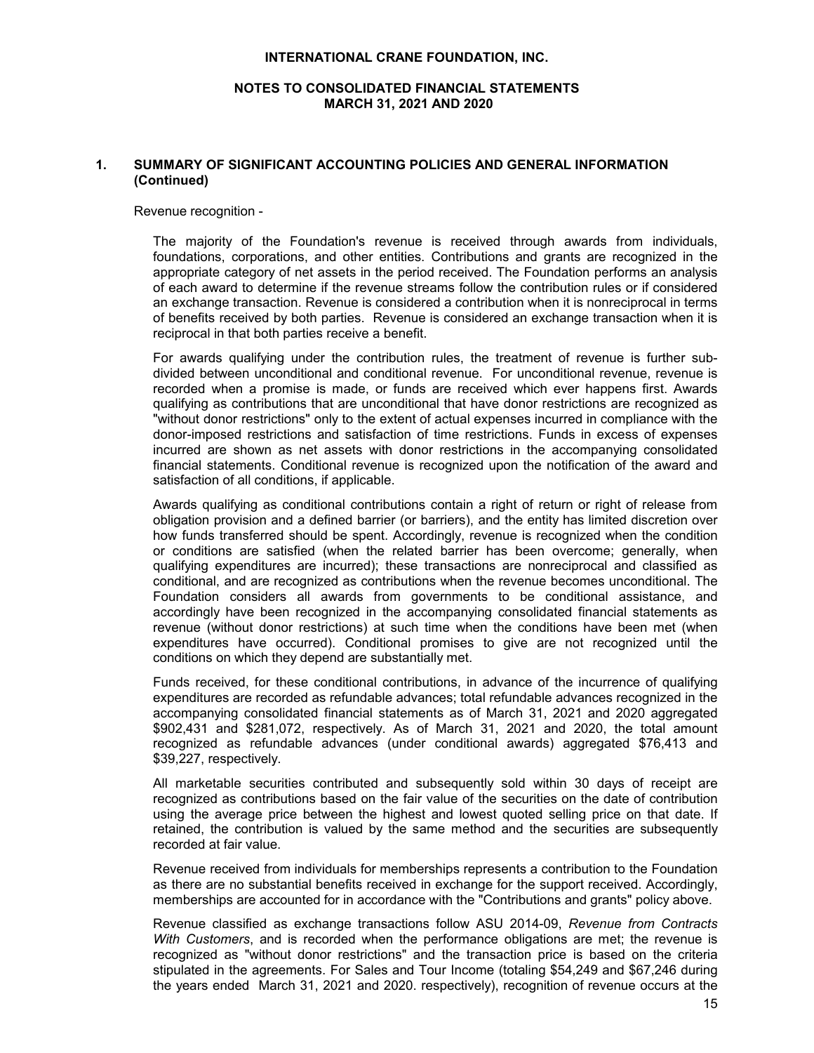## 1. SUMMARY OF SIGNIFICANT ACCOUNTING POLICIES AND GENERAL INFORMATION (Continued)

Revenue recognition -

The majority of the Foundation's revenue is received through awards from individuals, foundations, corporations, and other entities. Contributions and grants are recognized in the appropriate category of net assets in the period received. The Foundation performs an analysis of each award to determine if the revenue streams follow the contribution rules or if considered an exchange transaction. Revenue is considered a contribution when it is nonreciprocal in terms of benefits received by both parties. Revenue is considered an exchange transaction when it is reciprocal in that both parties receive a benefit.

For awards qualifying under the contribution rules, the treatment of revenue is further sub-divided between unconditional and conditional revenue. For unconditional revenue, revenue is recorded when a promise is made, or funds are received which ever happens first. Awards qualifying as contributions that are unconditional that have donor restrictions are recognized as "without donor restrictions" only to the extent of actual expenses incurred in compliance with the donor-imposed restrictions and satisfaction of time restrictions. Funds in excess of expenses incurred are shown as net assets with donor restrictions in the accompanying consolidated financial statements. Conditional revenue is recognized upon the notification of the award and satisfaction of all conditions, if applicable.

Awards qualifying as conditional contributions contain a right of return or right of release from obligation provision and a defined barrier (or barriers), and the entity has limited discretion over how funds transferred should be spent. Accordingly, revenue is recognized when the condition or conditions are satisfied (when the related barrier has been overcome; generally, when qualifying expenditures are incurred); these transactions are nonreciprocal and classified as conditional, and are recognized as contributions when the revenue becomes unconditional. The Foundation considers all awards from governments to be conditional assistance, and accordingly have been recognized in the accompanying consolidated financial statements as revenue (without donor restrictions) at such time when the conditions have been met (when expenditures have occurred). Conditional promises to give are not recognized until the conditions on which they depend are substantially met.

Funds received, for these conditional contributions, in advance of the incurrence of qualifying expenditures are recorded as refundable advances; total refundable advances recognized in the accompanying consolidated financial statements as of March 31, 2021 and 2020 aggregated $902,431 and $281,072, respectively. As of March 31, 2021 and 2020, the total amount recognized as refundable advances (under conditional awards) aggregated $76,413 and $39,227, respectively.

All marketable securities contributed and subsequently sold within 30 days of receipt are recognized as contributions based on the fair value of the securities on the date of contribution using the average price between the highest and lowest quoted selling price on that date. If retained, the contribution is valued by the same method and the securities are subsequently recorded at fair value.

Revenue received from individuals for memberships represents a contribution to the Foundation as there are no substantial benefits received in exchange for the support received. Accordingly, memberships are accounted for in accordance with the "Contributions and grants" policy above.

Revenue classified as exchange transactions follow ASU 2014-09, *Revenue from Contracts With Customers*, and is recorded when the performance obligations are met; the revenue is recognized as "without donor restrictions" and the transaction price is based on the criteria stipulated in the agreements. For Sales and Tour Income (totaling $54,249 and $67,246 during the years ended March 31, 2021 and 2020. respectively), recognition of revenue occurs at the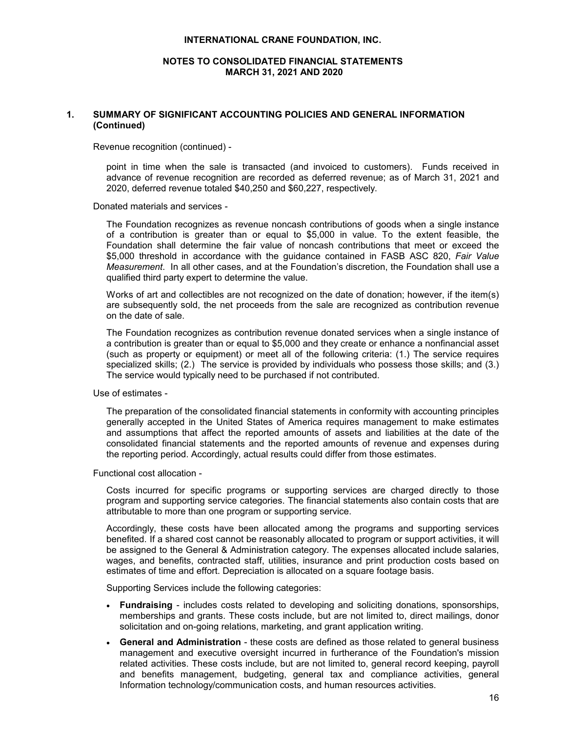## 1. SUMMARY OF SIGNIFICANT ACCOUNTING POLICIES AND GENERAL INFORMATION (Continued)

Revenue recognition (continued) -

point in time when the sale is transacted (and invoiced to customers). Funds received in advance of revenue recognition are recorded as deferred revenue; as of March 31, 2021 and 2020, deferred revenue totaled $40,250 and $60,227, respectively.

Donated materials and services -

The Foundation recognizes as revenue noncash contributions of goods when a single instance of a contribution is greater than or equal to $5,000 in value. To the extent feasible, the Foundation shall determine the fair value of noncash contributions that meet or exceed the $5,000 threshold in accordance with the guidance contained in FASB ASC 820, *Fair Value Measurement*. In all other cases, and at the Foundation's discretion, the Foundation shall use a qualified third party expert to determine the value.

Works of art and collectibles are not recognized on the date of donation; however, if the item(s) are subsequently sold, the net proceeds from the sale are recognized as contribution revenue on the date of sale.

The Foundation recognizes as contribution revenue donated services when a single instance of a contribution is greater than or equal to $5,000 and they create or enhance a nonfinancial asset (such as property or equipment) or meet all of the following criteria: (1.) The service requires specialized skills; (2.) The service is provided by individuals who possess those skills; and (3.) The service would typically need to be purchased if not contributed.

Use of estimates -

The preparation of the consolidated financial statements in conformity with accounting principles generally accepted in the United States of America requires management to make estimates and assumptions that affect the reported amounts of assets and liabilities at the date of the consolidated financial statements and the reported amounts of revenue and expenses during the reporting period. Accordingly, actual results could differ from those estimates.

Functional cost allocation -

Costs incurred for specific programs or supporting services are charged directly to those program and supporting service categories. The financial statements also contain costs that are attributable to more than one program or supporting service.

Accordingly, these costs have been allocated among the programs and supporting services benefited. If a shared cost cannot be reasonably allocated to program or support activities, it will be assigned to the General & Administration category. The expenses allocated include salaries, wages, and benefits, contracted staff, utilities, insurance and print production costs based on estimates of time and effort. Depreciation is allocated on a square footage basis.

Supporting Services include the following categories:

- **Fundraising** - includes costs related to developing and soliciting donations, sponsorships, memberships and grants. These costs include, but are not limited to, direct mailings, donor solicitation and on-going relations, marketing, and grant application writing.
- **General and Administration** - these costs are defined as those related to general business management and executive oversight incurred in furtherance of the Foundation's mission related activities. These costs include, but are not limited to, general record keeping, payroll and benefits management, budgeting, general tax and compliance activities, general Information technology/communication costs, and human resources activities.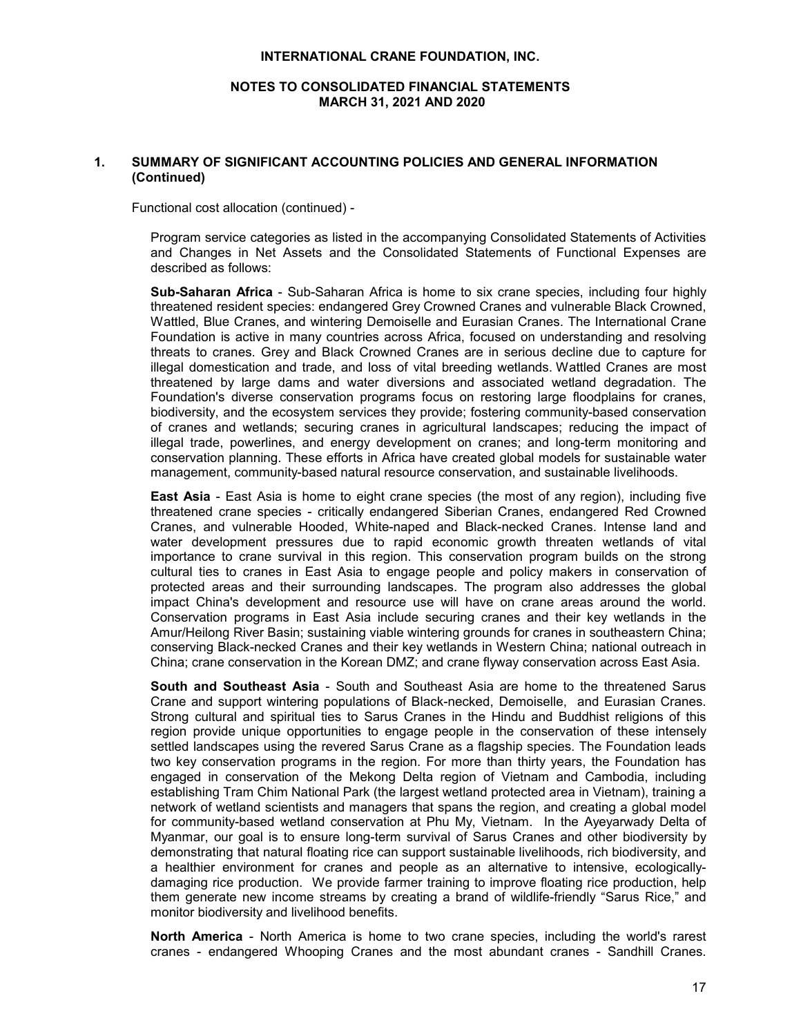## 1. SUMMARY OF SIGNIFICANT ACCOUNTING POLICIES AND GENERAL INFORMATION (Continued)

Functional cost allocation (continued) -

Program service categories as listed in the accompanying Consolidated Statements of Activities and Changes in Net Assets and the Consolidated Statements of Functional Expenses are described as follows:

**Sub-Saharan Africa** - Sub-Saharan Africa is home to six crane species, including four highly threatened resident species: endangered Grey Crowned Cranes and vulnerable Black Crowned, Wattled, Blue Cranes, and wintering Demoiselle and Eurasian Cranes. The International Crane Foundation is active in many countries across Africa, focused on understanding and resolving threats to cranes. Grey and Black Crowned Cranes are in serious decline due to capture for illegal domestication and trade, and loss of vital breeding wetlands. Wattled Cranes are most threatened by large dams and water diversions and associated wetland degradation. The Foundation's diverse conservation programs focus on restoring large floodplains for cranes, biodiversity, and the ecosystem services they provide; fostering community-based conservation of cranes and wetlands; securing cranes in agricultural landscapes; reducing the impact of illegal trade, powerlines, and energy development on cranes; and long-term monitoring and conservation planning. These efforts in Africa have created global models for sustainable water management, community-based natural resource conservation, and sustainable livelihoods.

**East Asia** - East Asia is home to eight crane species (the most of any region), including five threatened crane species - critically endangered Siberian Cranes, endangered Red Crowned Cranes, and vulnerable Hooded, White-naped and Black-necked Cranes. Intense land and water development pressures due to rapid economic growth threaten wetlands of vital importance to crane survival in this region. This conservation program builds on the strong cultural ties to cranes in East Asia to engage people and policy makers in conservation of protected areas and their surrounding landscapes. The program also addresses the global impact China's development and resource use will have on crane areas around the world. Conservation programs in East Asia include securing cranes and their key wetlands in the Amur/Heilong River Basin; sustaining viable wintering grounds for cranes in southeastern China; conserving Black-necked Cranes and their key wetlands in Western China; national outreach in China; crane conservation in the Korean DMZ; and crane flyway conservation across East Asia.

**South and Southeast Asia** - South and Southeast Asia are home to the threatened Sarus Crane and support wintering populations of Black-necked, Demoiselle, and Eurasian Cranes. Strong cultural and spiritual ties to Sarus Cranes in the Hindu and Buddhist religions of this region provide unique opportunities to engage people in the conservation of these intensely settled landscapes using the revered Sarus Crane as a flagship species. The Foundation leads two key conservation programs in the region. For more than thirty years, the Foundation has engaged in conservation of the Mekong Delta region of Vietnam and Cambodia, including establishing Tram Chim National Park (the largest wetland protected area in Vietnam), training a network of wetland scientists and managers that spans the region, and creating a global model for community-based wetland conservation at Phu My, Vietnam. In the Ayeyarwady Delta of Myanmar, our goal is to ensure long-term survival of Sarus Cranes and other biodiversity by demonstrating that natural floating rice can support sustainable livelihoods, rich biodiversity, and a healthier environment for cranes and people as an alternative to intensive, ecologically-damaging rice production. We provide farmer training to improve floating rice production, help them generate new income streams by creating a brand of wildlife-friendly "Sarus Rice," and monitor biodiversity and livelihood benefits.

**North America** - North America is home to two crane species, including the world's rarest cranes - endangered Whooping Cranes and the most abundant cranes - Sandhill Cranes.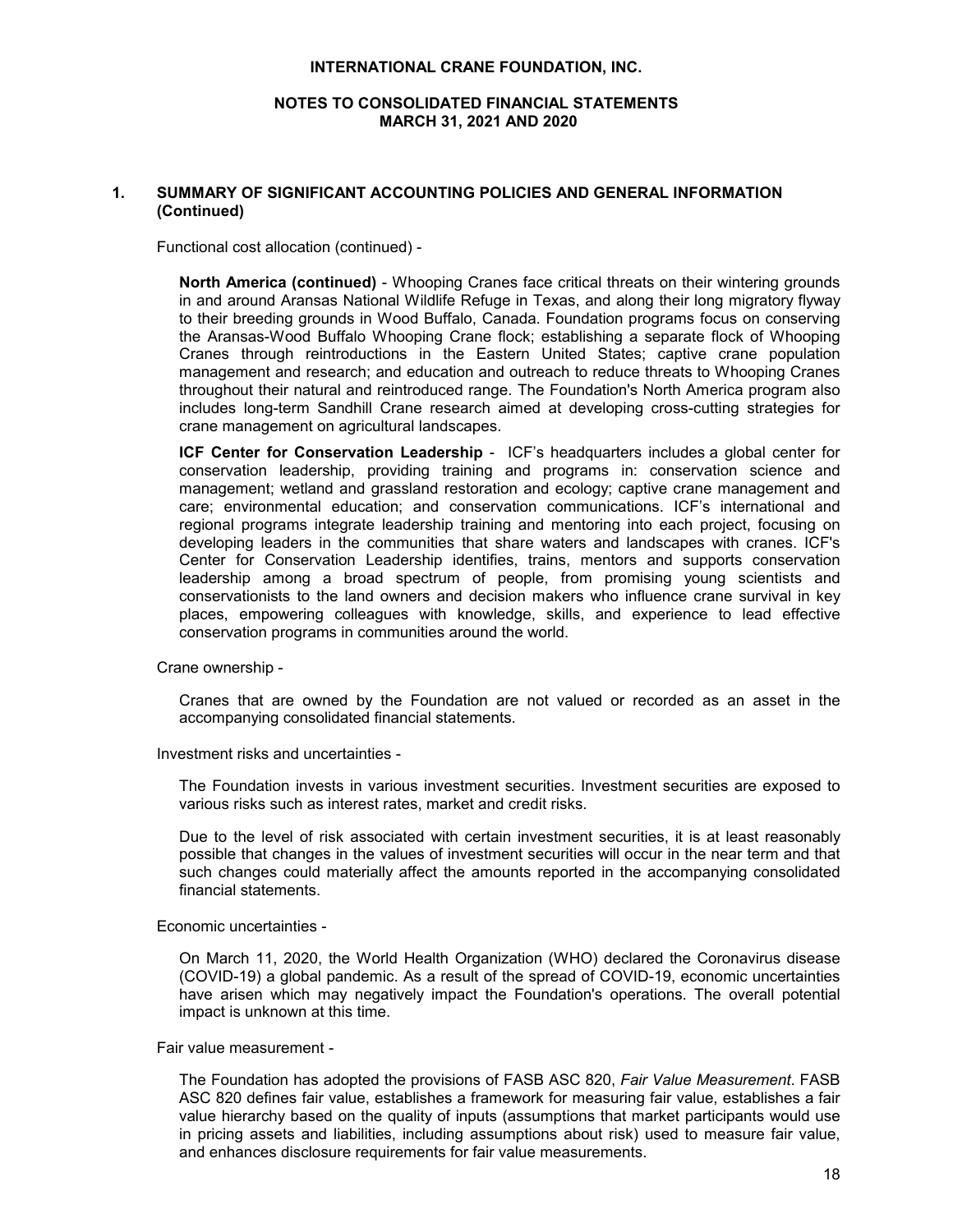## 1. SUMMARY OF SIGNIFICANT ACCOUNTING POLICIES AND GENERAL INFORMATION (Continued)

Functional cost allocation (continued) -

**North America (continued)** - Whooping Cranes face critical threats on their wintering grounds in and around Aransas National Wildlife Refuge in Texas, and along their long migratory flyway to their breeding grounds in Wood Buffalo, Canada. Foundation programs focus on conserving the Aransas-Wood Buffalo Whooping Crane flock; establishing a separate flock of Whooping Cranes through reintroductions in the Eastern United States; captive crane population management and research; and education and outreach to reduce threats to Whooping Cranes throughout their natural and reintroduced range. The Foundation's North America program also includes long-term Sandhill Crane research aimed at developing cross-cutting strategies for crane management on agricultural landscapes.

**ICF Center for Conservation Leadership** - ICF's headquarters includes a global center for conservation leadership, providing training and programs in: conservation science and management; wetland and grassland restoration and ecology; captive crane management and care; environmental education; and conservation communications. ICF's international and regional programs integrate leadership training and mentoring into each project, focusing on developing leaders in the communities that share waters and landscapes with cranes. ICF's Center for Conservation Leadership identifies, trains, mentors and supports conservation leadership among a broad spectrum of people, from promising young scientists and conservationists to the land owners and decision makers who influence crane survival in key places, empowering colleagues with knowledge, skills, and experience to lead effective conservation programs in communities around the world.

Crane ownership -

Cranes that are owned by the Foundation are not valued or recorded as an asset in the accompanying consolidated financial statements.

Investment risks and uncertainties -

The Foundation invests in various investment securities. Investment securities are exposed to various risks such as interest rates, market and credit risks.

Due to the level of risk associated with certain investment securities, it is at least reasonably possible that changes in the values of investment securities will occur in the near term and that such changes could materially affect the amounts reported in the accompanying consolidated financial statements.

Economic uncertainties -

On March 11, 2020, the World Health Organization (WHO) declared the Coronavirus disease (COVID-19) a global pandemic. As a result of the spread of COVID-19, economic uncertainties have arisen which may negatively impact the Foundation's operations. The overall potential impact is unknown at this time.

Fair value measurement -

The Foundation has adopted the provisions of FASB ASC 820, *Fair Value Measurement*. FASB ASC 820 defines fair value, establishes a framework for measuring fair value, establishes a fair value hierarchy based on the quality of inputs (assumptions that market participants would use in pricing assets and liabilities, including assumptions about risk) used to measure fair value, and enhances disclosure requirements for fair value measurements.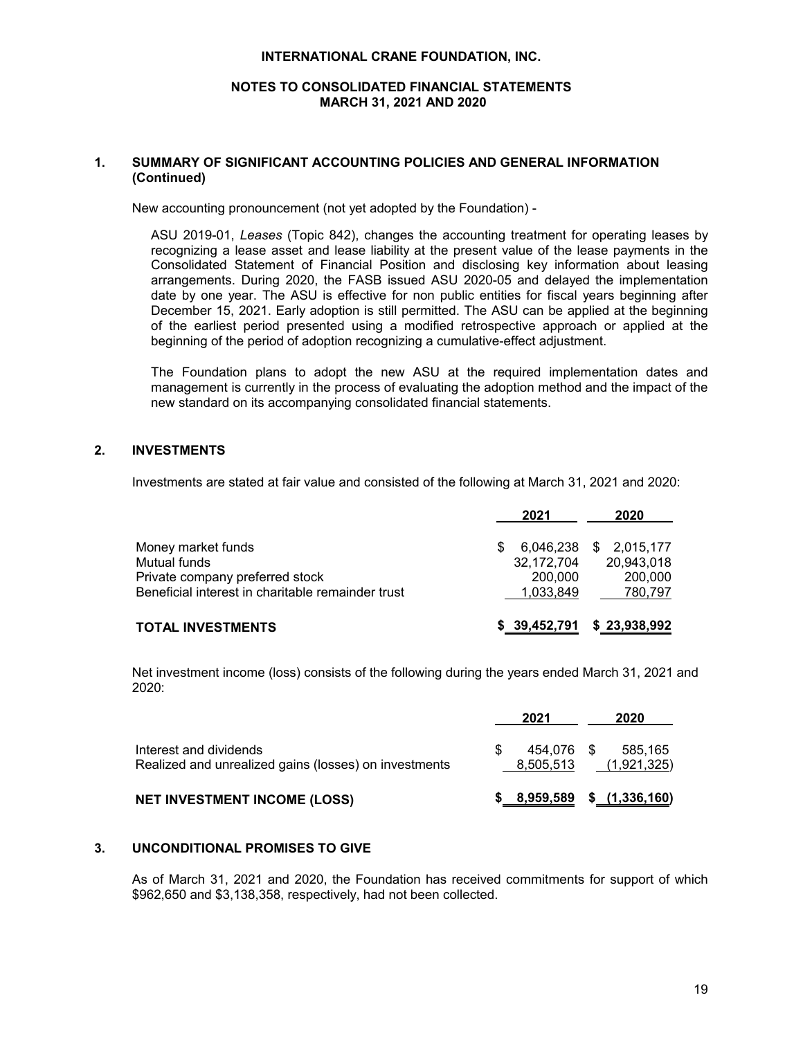**INTERNATIONAL CRANE FOUNDATION, INC.**

**NOTES TO CONSOLIDATED FINANCIAL STATEMENTS**
**MARCH 31, 2021 AND 2020**

## 1. SUMMARY OF SIGNIFICANT ACCOUNTING POLICIES AND GENERAL INFORMATION (Continued)

New accounting pronouncement (not yet adopted by the Foundation) -

ASU 2019-01, *Leases* (Topic 842), changes the accounting treatment for operating leases by recognizing a lease asset and lease liability at the present value of the lease payments in the Consolidated Statement of Financial Position and disclosing key information about leasing arrangements. During 2020, the FASB issued ASU 2020-05 and delayed the implementation date by one year. The ASU is effective for non public entities for fiscal years beginning after December 15, 2021. Early adoption is still permitted. The ASU can be applied at the beginning of the earliest period presented using a modified retrospective approach or applied at the beginning of the period of adoption recognizing a cumulative-effect adjustment.

The Foundation plans to adopt the new ASU at the required implementation dates and management is currently in the process of evaluating the adoption method and the impact of the new standard on its accompanying consolidated financial statements.

## 2. INVESTMENTS

Investments are stated at fair value and consisted of the following at March 31, 2021 and 2020:

| | 2021 | 2020 |
|---|---|---|
| Money market funds | $ 6,046,238 | $ 2,015,177 |
| Mutual funds | 32,172,704 | 20,943,018 |
| Private company preferred stock | 200,000 | 200,000 |
| Beneficial interest in charitable remainder trust | 1,033,849 | 780,797 |
| **TOTAL INVESTMENTS** | **$ 39,452,791** | **$ 23,938,992** |

Net investment income (loss) consists of the following during the years ended March 31, 2021 and 2020:

| | 2021 | 2020 |
|---|---|---|
| Interest and dividends | $ 454,076 | $ 585,165 |
| Realized and unrealized gains (losses) on investments | 8,505,513 | (1,921,325) |
| **NET INVESTMENT INCOME (LOSS)** | **$ 8,959,589** | **$ (1,336,160)** |

## 3. UNCONDITIONAL PROMISES TO GIVE

As of March 31, 2021 and 2020, the Foundation has received commitments for support of which $962,650 and $3,138,358, respectively, had not been collected.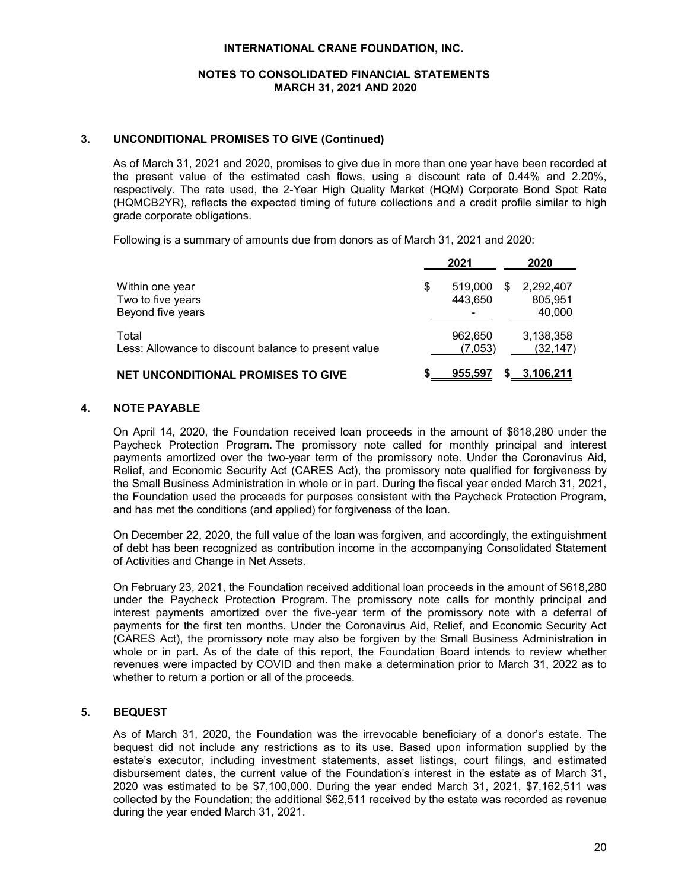# INTERNATIONAL CRANE FOUNDATION, INC.

## NOTES TO CONSOLIDATED FINANCIAL STATEMENTS
## MARCH 31, 2021 AND 2020

### 3. UNCONDITIONAL PROMISES TO GIVE (Continued)

As of March 31, 2021 and 2020, promises to give due in more than one year have been recorded at the present value of the estimated cash flows, using a discount rate of 0.44% and 2.20%, respectively. The rate used, the 2-Year High Quality Market (HQM) Corporate Bond Spot Rate (HQMCB2YR), reflects the expected timing of future collections and a credit profile similar to high grade corporate obligations.

Following is a summary of amounts due from donors as of March 31, 2021 and 2020:

| | 2021 | 2020 |
|---|---|---|
| Within one year | $ 519,000 | $ 2,292,407 |
| Two to five years | 443,650 | 805,951 |
| Beyond five years | - | 40,000 |
| Total | 962,650 | 3,138,358 |
| Less: Allowance to discount balance to present value | (7,053) | (32,147) |
| **NET UNCONDITIONAL PROMISES TO GIVE** | **$ 955,597** | **$ 3,106,211** |

### 4. NOTE PAYABLE

On April 14, 2020, the Foundation received loan proceeds in the amount of $618,280 under the Paycheck Protection Program. The promissory note called for monthly principal and interest payments amortized over the two-year term of the promissory note. Under the Coronavirus Aid, Relief, and Economic Security Act (CARES Act), the promissory note qualified for forgiveness by the Small Business Administration in whole or in part. During the fiscal year ended March 31, 2021, the Foundation used the proceeds for purposes consistent with the Paycheck Protection Program, and has met the conditions (and applied) for forgiveness of the loan.

On December 22, 2020, the full value of the loan was forgiven, and accordingly, the extinguishment of debt has been recognized as contribution income in the accompanying Consolidated Statement of Activities and Change in Net Assets.

On February 23, 2021, the Foundation received additional loan proceeds in the amount of $618,280 under the Paycheck Protection Program. The promissory note calls for monthly principal and interest payments amortized over the five-year term of the promissory note with a deferral of payments for the first ten months. Under the Coronavirus Aid, Relief, and Economic Security Act (CARES Act), the promissory note may also be forgiven by the Small Business Administration in whole or in part. As of the date of this report, the Foundation Board intends to review whether revenues were impacted by COVID and then make a determination prior to March 31, 2022 as to whether to return a portion or all of the proceeds.

### 5. BEQUEST

As of March 31, 2020, the Foundation was the irrevocable beneficiary of a donor's estate. The bequest did not include any restrictions as to its use. Based upon information supplied by the estate's executor, including investment statements, asset listings, court filings, and estimated disbursement dates, the current value of the Foundation's interest in the estate as of March 31, 2020 was estimated to be $7,100,000. During the year ended March 31, 2021, $7,162,511 was collected by the Foundation; the additional $62,511 received by the estate was recorded as revenue during the year ended March 31, 2021.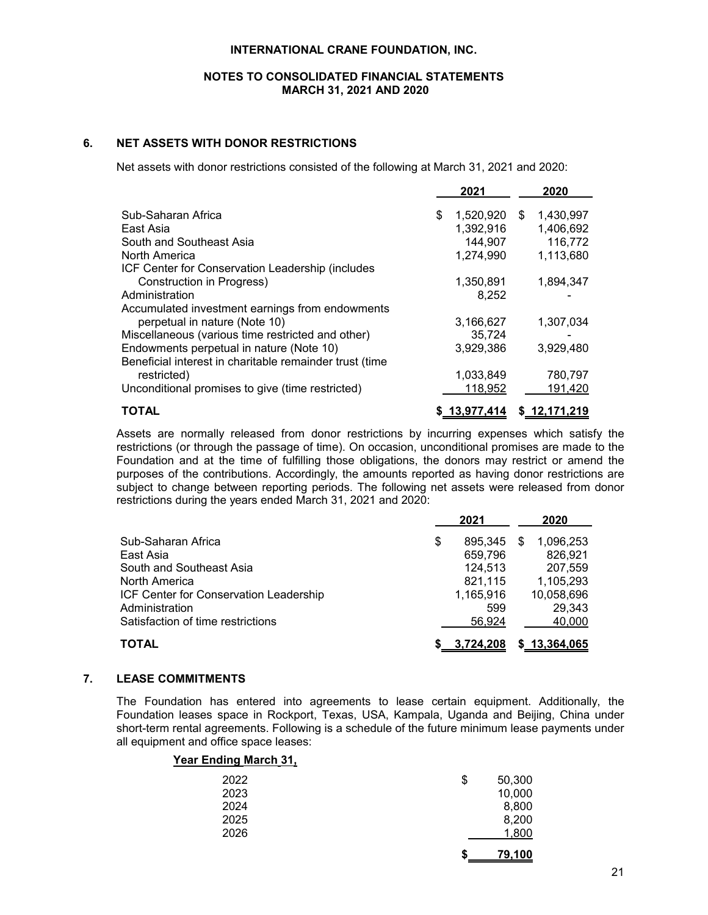## 6. NET ASSETS WITH DONOR RESTRICTIONS

Net assets with donor restrictions consisted of the following at March 31, 2021 and 2020:

| | 2021 | 2020 |
|---|---|---|
| Sub-Saharan Africa | $ 1,520,920 | $ 1,430,997 |
| East Asia | 1,392,916 | 1,406,692 |
| South and Southeast Asia | 144,907 | 116,772 |
| North America | 1,274,990 | 1,113,680 |
| ICF Center for Conservation Leadership (includes Construction in Progress) | 1,350,891 | 1,894,347 |
| Administration | 8,252 | - |
| Accumulated investment earnings from endowments perpetual in nature (Note 10) | 3,166,627 | 1,307,034 |
| Miscellaneous (various time restricted and other) | 35,724 | - |
| Endowments perpetual in nature (Note 10) | 3,929,386 | 3,929,480 |
| Beneficial interest in charitable remainder trust (time restricted) | 1,033,849 | 780,797 |
| Unconditional promises to give (time restricted) | 118,952 | 191,420 |
| **TOTAL** | **$ 13,977,414** | **$ 12,171,219** |

Assets are normally released from donor restrictions by incurring expenses which satisfy the restrictions (or through the passage of time). On occasion, unconditional promises are made to the Foundation and at the time of fulfilling those obligations, the donors may restrict or amend the purposes of the contributions. Accordingly, the amounts reported as having donor restrictions are subject to change between reporting periods. The following net assets were released from donor restrictions during the years ended March 31, 2021 and 2020:

| | 2021 | 2020 |
|---|---|---|
| Sub-Saharan Africa | $ 895,345 | $ 1,096,253 |
| East Asia | 659,796 | 826,921 |
| South and Southeast Asia | 124,513 | 207,559 |
| North America | 821,115 | 1,105,293 |
| ICF Center for Conservation Leadership | 1,165,916 | 10,058,696 |
| Administration | 599 | 29,343 |
| Satisfaction of time restrictions | 56,924 | 40,000 |
| **TOTAL** | **$ 3,724,208** | **$ 13,364,065** |

## 7. LEASE COMMITMENTS

The Foundation has entered into agreements to lease certain equipment. Additionally, the Foundation leases space in Rockport, Texas, USA, Kampala, Uganda and Beijing, China under short-term rental agreements. Following is a schedule of the future minimum lease payments under all equipment and office space leases:

| Year Ending March 31, | |
|---|---|
| 2022 | $ 50,300 |
| 2023 | 10,000 |
| 2024 | 8,800 |
| 2025 | 8,200 |
| 2026 | 1,800 |
| | **$ 79,100** |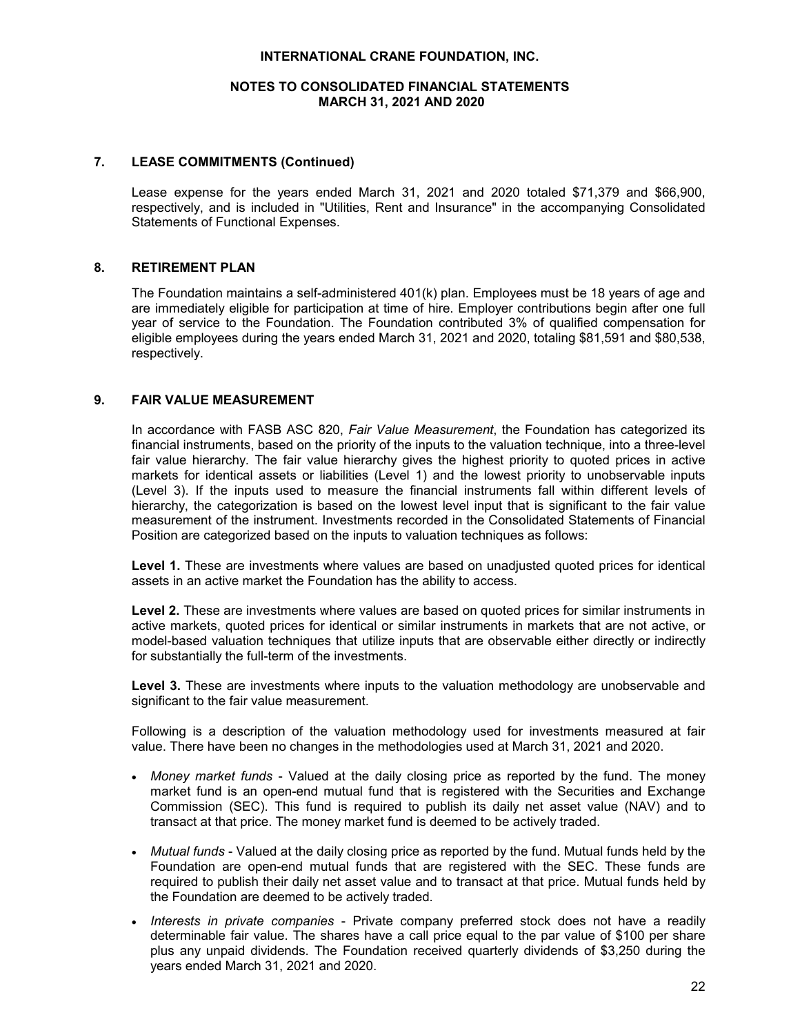## 7. LEASE COMMITMENTS (Continued)

Lease expense for the years ended March 31, 2021 and 2020 totaled $71,379 and $66,900, respectively, and is included in "Utilities, Rent and Insurance" in the accompanying Consolidated Statements of Functional Expenses.

## 8. RETIREMENT PLAN

The Foundation maintains a self-administered 401(k) plan. Employees must be 18 years of age and are immediately eligible for participation at time of hire. Employer contributions begin after one full year of service to the Foundation. The Foundation contributed 3% of qualified compensation for eligible employees during the years ended March 31, 2021 and 2020, totaling $81,591 and $80,538, respectively.

## 9. FAIR VALUE MEASUREMENT

In accordance with FASB ASC 820, *Fair Value Measurement*, the Foundation has categorized its financial instruments, based on the priority of the inputs to the valuation technique, into a three-level fair value hierarchy. The fair value hierarchy gives the highest priority to quoted prices in active markets for identical assets or liabilities (Level 1) and the lowest priority to unobservable inputs (Level 3). If the inputs used to measure the financial instruments fall within different levels of hierarchy, the categorization is based on the lowest level input that is significant to the fair value measurement of the instrument. Investments recorded in the Consolidated Statements of Financial Position are categorized based on the inputs to valuation techniques as follows:

**Level 1.** These are investments where values are based on unadjusted quoted prices for identical assets in an active market the Foundation has the ability to access.

**Level 2.** These are investments where values are based on quoted prices for similar instruments in active markets, quoted prices for identical or similar instruments in markets that are not active, or model-based valuation techniques that utilize inputs that are observable either directly or indirectly for substantially the full-term of the investments.

**Level 3.** These are investments where inputs to the valuation methodology are unobservable and significant to the fair value measurement.

Following is a description of the valuation methodology used for investments measured at fair value. There have been no changes in the methodologies used at March 31, 2021 and 2020.

- *Money market funds* - Valued at the daily closing price as reported by the fund. The money market fund is an open-end mutual fund that is registered with the Securities and Exchange Commission (SEC). This fund is required to publish its daily net asset value (NAV) and to transact at that price. The money market fund is deemed to be actively traded.
- *Mutual funds* - Valued at the daily closing price as reported by the fund. Mutual funds held by the Foundation are open-end mutual funds that are registered with the SEC. These funds are required to publish their daily net asset value and to transact at that price. Mutual funds held by the Foundation are deemed to be actively traded.
- *Interests in private companies* - Private company preferred stock does not have a readily determinable fair value. The shares have a call price equal to the par value of $100 per share plus any unpaid dividends. The Foundation received quarterly dividends of $3,250 during the years ended March 31, 2021 and 2020.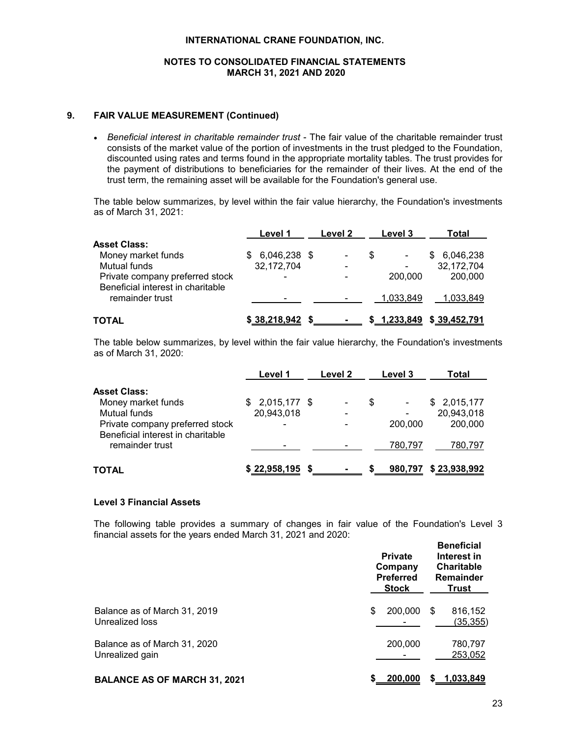## 9. FAIR VALUE MEASUREMENT (Continued)

- *Beneficial interest in charitable remainder trust* - The fair value of the charitable remainder trust consists of the market value of the portion of investments in the trust pledged to the Foundation, discounted using rates and terms found in the appropriate mortality tables. The trust provides for the payment of distributions to beneficiaries for the remainder of their lives. At the end of the trust term, the remaining asset will be available for the Foundation's general use.

The table below summarizes, by level within the fair value hierarchy, the Foundation's investments as of March 31, 2021:

| | Level 1 | Level 2 | Level 3 | Total |
|---|---|---|---|---|
| **Asset Class:** | | | | |
| Money market funds | $ 6,046,238 | $ - | $ - | $ 6,046,238 |
| Mutual funds | 32,172,704 | - | - | 32,172,704 |
| Private company preferred stock | - | - | 200,000 | 200,000 |
| Beneficial interest in charitable remainder trust | - | - | 1,033,849 | 1,033,849 |
| **TOTAL** | **$ 38,218,942** | **$ -** | **$ 1,233,849** | **$ 39,452,791** |

The table below summarizes, by level within the fair value hierarchy, the Foundation's investments as of March 31, 2020:

| | Level 1 | Level 2 | Level 3 | Total |
|---|---|---|---|---|
| **Asset Class:** | | | | |
| Money market funds | $ 2,015,177 | $ - | $ - | $ 2,015,177 |
| Mutual funds | 20,943,018 | - | - | 20,943,018 |
| Private company preferred stock | - | - | 200,000 | 200,000 |
| Beneficial interest in charitable remainder trust | - | - | 780,797 | 780,797 |
| **TOTAL** | **$ 22,958,195** | **$ -** | **$ 980,797** | **$ 23,938,992** |

### Level 3 Financial Assets

The following table provides a summary of changes in fair value of the Foundation's Level 3 financial assets for the years ended March 31, 2021 and 2020:

| | Private Company Preferred Stock | Beneficial Interest in Charitable Remainder Trust |
|---|---|---|
| Balance as of March 31, 2019 | $ 200,000 | $ 816,152 |
| Unrealized loss | - | (35,355) |
| Balance as of March 31, 2020 | 200,000 | 780,797 |
| Unrealized gain | - | 253,052 |
| **BALANCE AS OF MARCH 31, 2021** | **$ 200,000** | **$ 1,033,849** |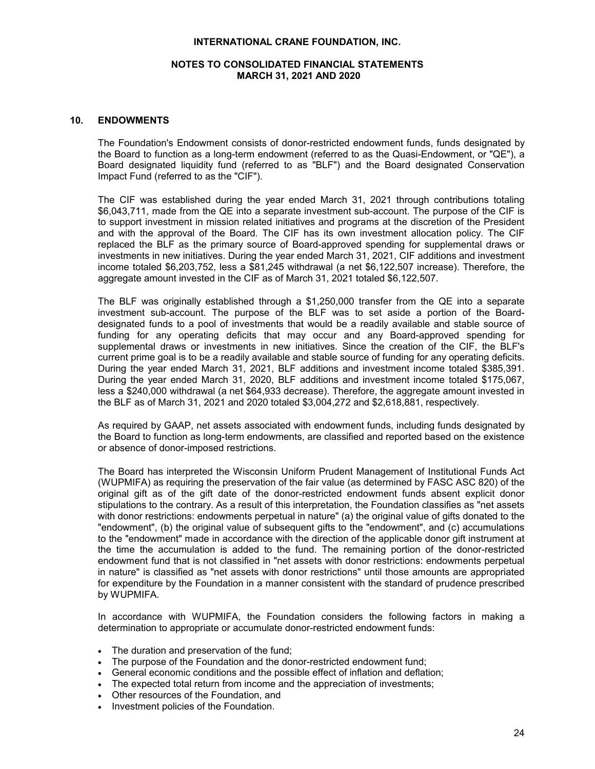## 10. ENDOWMENTS

The Foundation's Endowment consists of donor-restricted endowment funds, funds designated by the Board to function as a long-term endowment (referred to as the Quasi-Endowment, or "QE"), a Board designated liquidity fund (referred to as "BLF") and the Board designated Conservation Impact Fund (referred to as the "CIF").

The CIF was established during the year ended March 31, 2021 through contributions totaling $6,043,711, made from the QE into a separate investment sub-account. The purpose of the CIF is to support investment in mission related initiatives and programs at the discretion of the President and with the approval of the Board. The CIF has its own investment allocation policy. The CIF replaced the BLF as the primary source of Board-approved spending for supplemental draws or investments in new initiatives. During the year ended March 31, 2021, CIF additions and investment income totaled $6,203,752, less a $81,245 withdrawal (a net $6,122,507 increase). Therefore, the aggregate amount invested in the CIF as of March 31, 2021 totaled $6,122,507.

The BLF was originally established through a $1,250,000 transfer from the QE into a separate investment sub-account. The purpose of the BLF was to set aside a portion of the Board-designated funds to a pool of investments that would be a readily available and stable source of funding for any operating deficits that may occur and any Board-approved spending for supplemental draws or investments in new initiatives. Since the creation of the CIF, the BLF's current prime goal is to be a readily available and stable source of funding for any operating deficits. During the year ended March 31, 2021, BLF additions and investment income totaled $385,391. During the year ended March 31, 2020, BLF additions and investment income totaled $175,067, less a $240,000 withdrawal (a net $64,933 decrease). Therefore, the aggregate amount invested in the BLF as of March 31, 2021 and 2020 totaled $3,004,272 and $2,618,881, respectively.

As required by GAAP, net assets associated with endowment funds, including funds designated by the Board to function as long-term endowments, are classified and reported based on the existence or absence of donor-imposed restrictions.

The Board has interpreted the Wisconsin Uniform Prudent Management of Institutional Funds Act (WUPMIFA) as requiring the preservation of the fair value (as determined by FASC ASC 820) of the original gift as of the gift date of the donor-restricted endowment funds absent explicit donor stipulations to the contrary. As a result of this interpretation, the Foundation classifies as "net assets with donor restrictions: endowments perpetual in nature" (a) the original value of gifts donated to the "endowment", (b) the original value of subsequent gifts to the "endowment", and (c) accumulations to the "endowment" made in accordance with the direction of the applicable donor gift instrument at the time the accumulation is added to the fund. The remaining portion of the donor-restricted endowment fund that is not classified in "net assets with donor restrictions: endowments perpetual in nature" is classified as "net assets with donor restrictions" until those amounts are appropriated for expenditure by the Foundation in a manner consistent with the standard of prudence prescribed by WUPMIFA.

In accordance with WUPMIFA, the Foundation considers the following factors in making a determination to appropriate or accumulate donor-restricted endowment funds:

- The duration and preservation of the fund;
- The purpose of the Foundation and the donor-restricted endowment fund;
- General economic conditions and the possible effect of inflation and deflation;
- The expected total return from income and the appreciation of investments;
- Other resources of the Foundation, and
- Investment policies of the Foundation.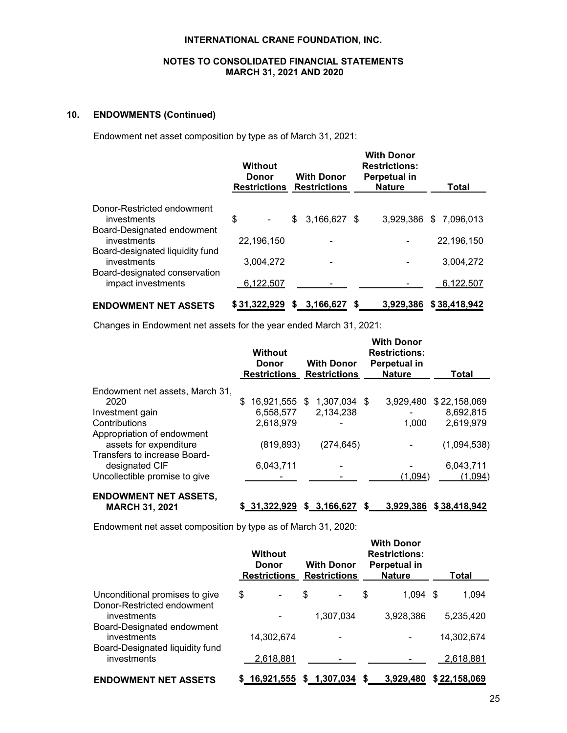## 10. ENDOWMENTS (Continued)

Endowment net asset composition by type as of March 31, 2021:

| | Without Donor Restrictions | With Donor Restrictions | With Donor Restrictions: Perpetual in Nature | Total |
|---|---|---|---|---|
| Donor-Restricted endowment investments | $ - | $ 3,166,627 | $ 3,929,386 | $ 7,096,013 |
| Board-Designated endowment investments | 22,196,150 | - | - | 22,196,150 |
| Board-designated liquidity fund investments | 3,004,272 | - | - | 3,004,272 |
| Board-designated conservation impact investments | 6,122,507 | - | - | 6,122,507 |
| **ENDOWMENT NET ASSETS** | $ 31,322,929 | $ 3,166,627 | $ 3,929,386 | $ 38,418,942 |

Changes in Endowment net assets for the year ended March 31, 2021:

| | Without Donor Restrictions | With Donor Restrictions | With Donor Restrictions: Perpetual in Nature | Total |
|---|---|---|---|---|
| Endowment net assets, March 31, 2020 | $ 16,921,555 | $ 1,307,034 | $ 3,929,480 | $ 22,158,069 |
| Investment gain | 6,558,577 | 2,134,238 | - | 8,692,815 |
| Contributions | 2,618,979 | - | 1,000 | 2,619,979 |
| Appropriation of endowment assets for expenditure | (819,893) | (274,645) | - | (1,094,538) |
| Transfers to increase Board-designated CIF | 6,043,711 | - | - | 6,043,711 |
| Uncollectible promise to give | - | - | (1,094) | (1,094) |
| **ENDOWMENT NET ASSETS, MARCH 31, 2021** | $ 31,322,929 | $ 3,166,627 | $ 3,929,386 | $ 38,418,942 |

Endowment net asset composition by type as of March 31, 2020:

| | Without Donor Restrictions | With Donor Restrictions | With Donor Restrictions: Perpetual in Nature | Total |
|---|---|---|---|---|
| Unconditional promises to give | $ - | $ - | $ 1,094 | $ 1,094 |
| Donor-Restricted endowment investments | - | 1,307,034 | 3,928,386 | 5,235,420 |
| Board-Designated endowment investments | 14,302,674 | - | - | 14,302,674 |
| Board-Designated liquidity fund investments | 2,618,881 | - | - | 2,618,881 |
| **ENDOWMENT NET ASSETS** | $ 16,921,555 | $ 1,307,034 | $ 3,929,480 | $ 22,158,069 |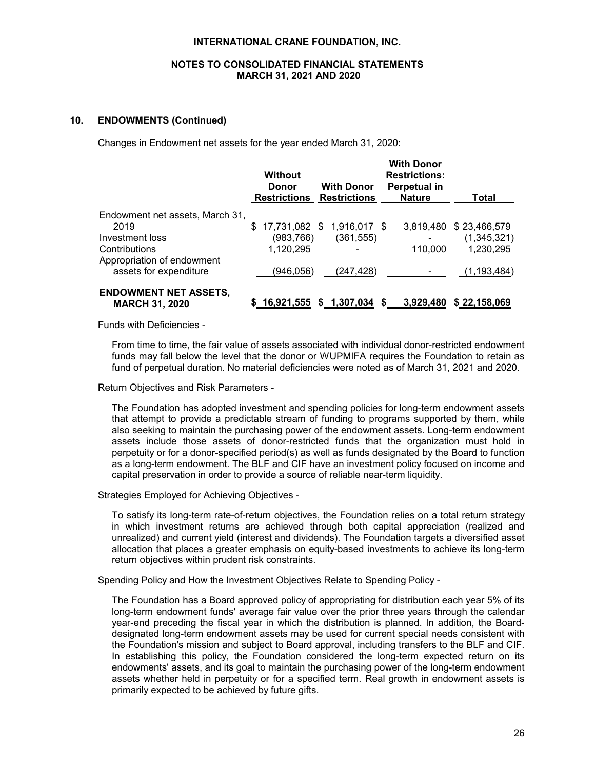## 10. ENDOWMENTS (Continued)

Changes in Endowment net assets for the year ended March 31, 2020:

| | Without Donor Restrictions | With Donor Restrictions | With Donor Restrictions: Perpetual in Nature | Total |
|---|---|---|---|---|
| Endowment net assets, March 31, 2019 | $ 17,731,082 | $ 1,916,017 | $ 3,819,480 | $ 23,466,579 |
| Investment loss | (983,766) | (361,555) | - | (1,345,321) |
| Contributions | 1,120,295 | - | 110,000 | 1,230,295 |
| Appropriation of endowment assets for expenditure | (946,056) | (247,428) | - | (1,193,484) |
| **ENDOWMENT NET ASSETS, MARCH 31, 2020** | $ 16,921,555 | $ 1,307,034 | $ 3,929,480 | $ 22,158,069 |

Funds with Deficiencies -

From time to time, the fair value of assets associated with individual donor-restricted endowment funds may fall below the level that the donor or WUPMIFA requires the Foundation to retain as fund of perpetual duration. No material deficiencies were noted as of March 31, 2021 and 2020.

Return Objectives and Risk Parameters -

The Foundation has adopted investment and spending policies for long-term endowment assets that attempt to provide a predictable stream of funding to programs supported by them, while also seeking to maintain the purchasing power of the endowment assets. Long-term endowment assets include those assets of donor-restricted funds that the organization must hold in perpetuity or for a donor-specified period(s) as well as funds designated by the Board to function as a long-term endowment. The BLF and CIF have an investment policy focused on income and capital preservation in order to provide a source of reliable near-term liquidity.

Strategies Employed for Achieving Objectives -

To satisfy its long-term rate-of-return objectives, the Foundation relies on a total return strategy in which investment returns are achieved through both capital appreciation (realized and unrealized) and current yield (interest and dividends). The Foundation targets a diversified asset allocation that places a greater emphasis on equity-based investments to achieve its long-term return objectives within prudent risk constraints.

Spending Policy and How the Investment Objectives Relate to Spending Policy -

The Foundation has a Board approved policy of appropriating for distribution each year 5% of its long-term endowment funds' average fair value over the prior three years through the calendar year-end preceding the fiscal year in which the distribution is planned. In addition, the Board-designated long-term endowment assets may be used for current special needs consistent with the Foundation's mission and subject to Board approval, including transfers to the BLF and CIF. In establishing this policy, the Foundation considered the long-term expected return on its endowments' assets, and its goal to maintain the purchasing power of the long-term endowment assets whether held in perpetuity or for a specified term. Real growth in endowment assets is primarily expected to be achieved by future gifts.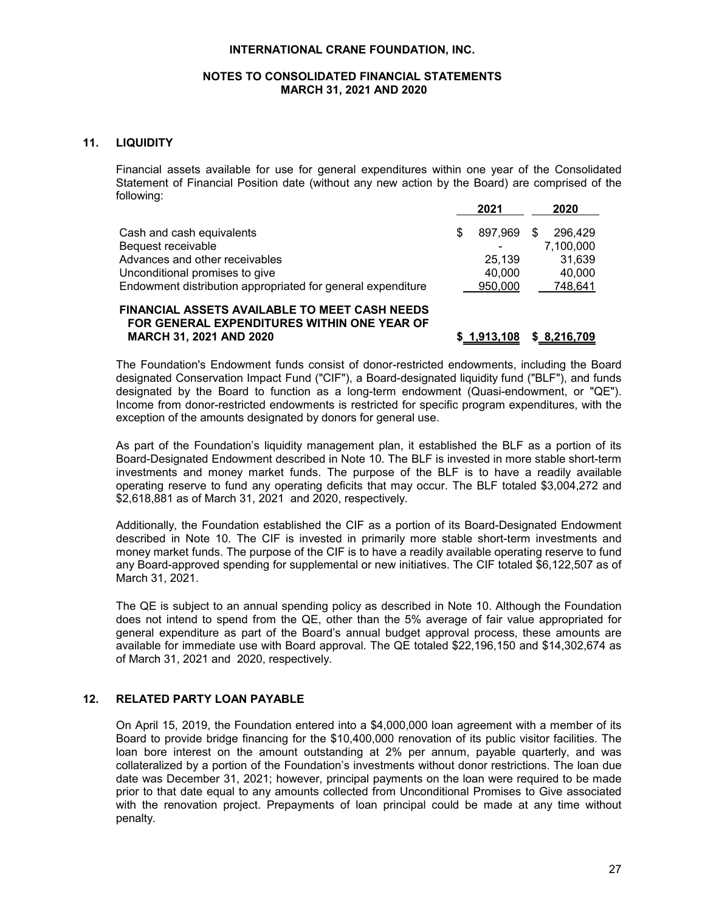**INTERNATIONAL CRANE FOUNDATION, INC.**

**NOTES TO CONSOLIDATED FINANCIAL STATEMENTS**
**MARCH 31, 2021 AND 2020**

## 11. LIQUIDITY

Financial assets available for use for general expenditures within one year of the Consolidated Statement of Financial Position date (without any new action by the Board) are comprised of the following:

| | 2021 | 2020 |
|---|---|---|
| Cash and cash equivalents | $ 897,969 | $ 296,429 |
| Bequest receivable | - | 7,100,000 |
| Advances and other receivables | 25,139 | 31,639 |
| Unconditional promises to give | 40,000 | 40,000 |
| Endowment distribution appropriated for general expenditure | 950,000 | 748,641 |
| **FINANCIAL ASSETS AVAILABLE TO MEET CASH NEEDS FOR GENERAL EXPENDITURES WITHIN ONE YEAR OF MARCH 31, 2021 AND 2020** | **$ 1,913,108** | **$ 8,216,709** |

The Foundation's Endowment funds consist of donor-restricted endowments, including the Board designated Conservation Impact Fund ("CIF"), a Board-designated liquidity fund ("BLF"), and funds designated by the Board to function as a long-term endowment (Quasi-endowment, or "QE"). Income from donor-restricted endowments is restricted for specific program expenditures, with the exception of the amounts designated by donors for general use.

As part of the Foundation's liquidity management plan, it established the BLF as a portion of its Board-Designated Endowment described in Note 10. The BLF is invested in more stable short-term investments and money market funds. The purpose of the BLF is to have a readily available operating reserve to fund any operating deficits that may occur. The BLF totaled $3,004,272 and $2,618,881 as of March 31, 2021 and 2020, respectively.

Additionally, the Foundation established the CIF as a portion of its Board-Designated Endowment described in Note 10. The CIF is invested in primarily more stable short-term investments and money market funds. The purpose of the CIF is to have a readily available operating reserve to fund any Board-approved spending for supplemental or new initiatives. The CIF totaled $6,122,507 as of March 31, 2021.

The QE is subject to an annual spending policy as described in Note 10. Although the Foundation does not intend to spend from the QE, other than the 5% average of fair value appropriated for general expenditure as part of the Board's annual budget approval process, these amounts are available for immediate use with Board approval. The QE totaled $22,196,150 and $14,302,674 as of March 31, 2021 and 2020, respectively.

## 12. RELATED PARTY LOAN PAYABLE

On April 15, 2019, the Foundation entered into a $4,000,000 loan agreement with a member of its Board to provide bridge financing for the $10,400,000 renovation of its public visitor facilities. The loan bore interest on the amount outstanding at 2% per annum, payable quarterly, and was collateralized by a portion of the Foundation's investments without donor restrictions. The loan due date was December 31, 2021; however, principal payments on the loan were required to be made prior to that date equal to any amounts collected from Unconditional Promises to Give associated with the renovation project. Prepayments of loan principal could be made at any time without penalty.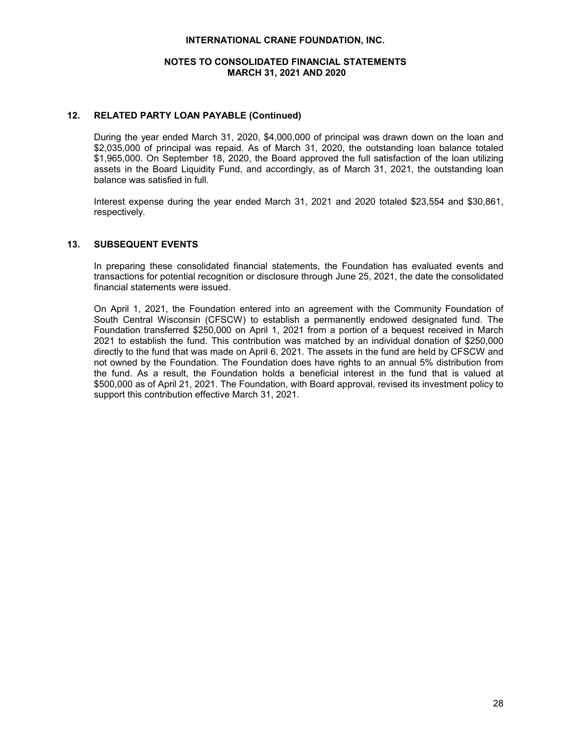## 12. RELATED PARTY LOAN PAYABLE (Continued)

During the year ended March 31, 2020, \$4,000,000 of principal was drawn down on the loan and \$2,035,000 of principal was repaid. As of March 31, 2020, the outstanding loan balance totaled \$1,965,000. On September 18, 2020, the Board approved the full satisfaction of the loan utilizing assets in the Board Liquidity Fund, and accordingly, as of March 31, 2021, the outstanding loan balance was satisfied in full.

Interest expense during the year ended March 31, 2021 and 2020 totaled \$23,554 and \$30,861, respectively.

## 13. SUBSEQUENT EVENTS

In preparing these consolidated financial statements, the Foundation has evaluated events and transactions for potential recognition or disclosure through June 25, 2021, the date the consolidated financial statements were issued.

On April 1, 2021, the Foundation entered into an agreement with the Community Foundation of South Central Wisconsin (CFSCW) to establish a permanently endowed designated fund. The Foundation transferred \$250,000 on April 1, 2021 from a portion of a bequest received in March 2021 to establish the fund. This contribution was matched by an individual donation of \$250,000 directly to the fund that was made on April 6, 2021. The assets in the fund are held by CFSCW and not owned by the Foundation. The Foundation does have rights to an annual 5% distribution from the fund. As a result, the Foundation holds a beneficial interest in the fund that is valued at \$500,000 as of April 21, 2021. The Foundation, with Board approval, revised its investment policy to support this contribution effective March 31, 2021.